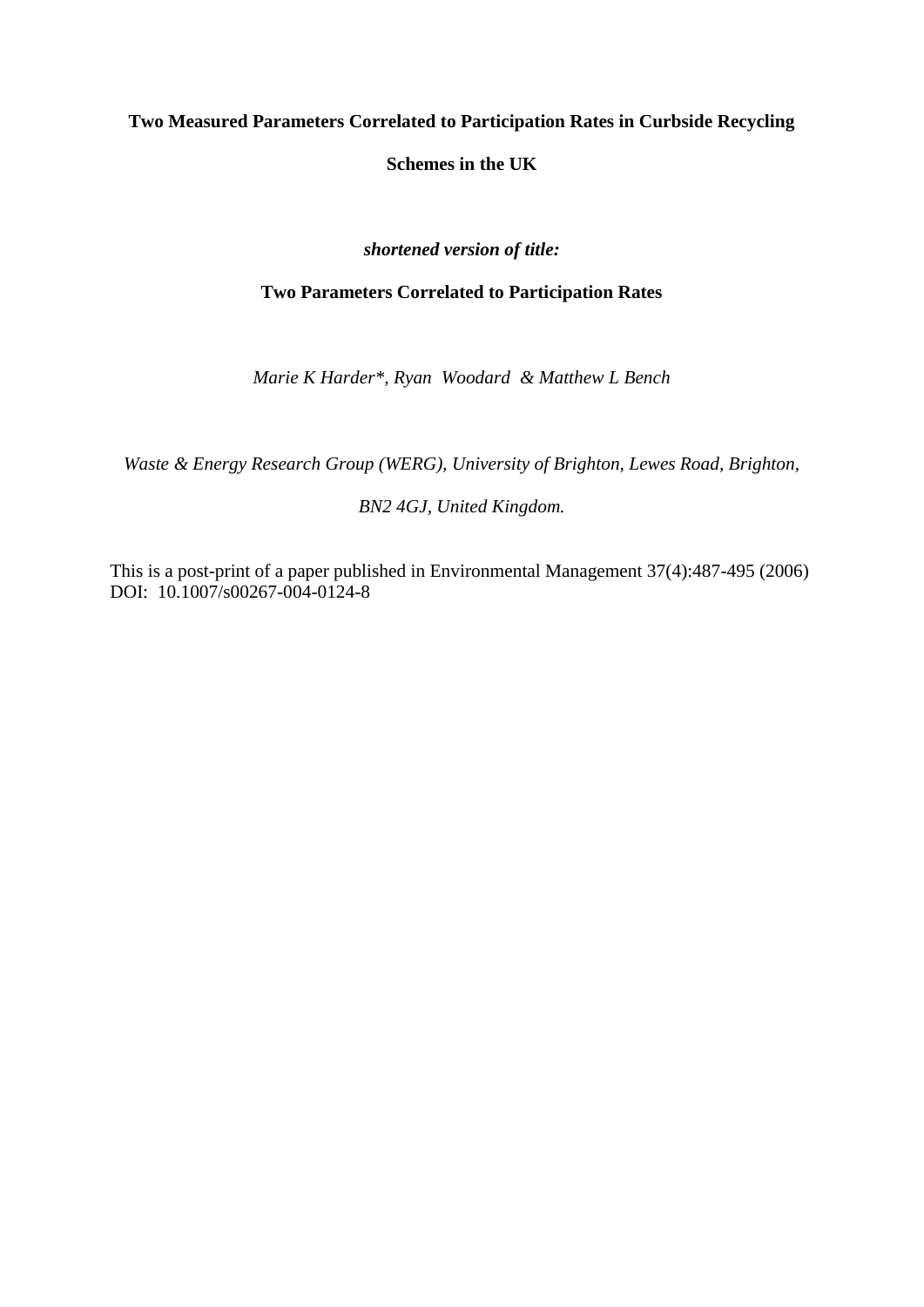# Two Measured Parameters Correlated to Participation Rates in Curbside Recycling Schemes in the UK

***shortened version of title:***

**Two Parameters Correlated to Participation Rates**

*Marie K Harder\*, Ryan Woodard & Matthew L Bench*

*Waste & Energy Research Group (WERG), University of Brighton, Lewes Road, Brighton, BN2 4GJ, United Kingdom.*

This is a post-print of a paper published in Environmental Management 37(4):487-495 (2006) DOI: 10.1007/s00267-004-0124-8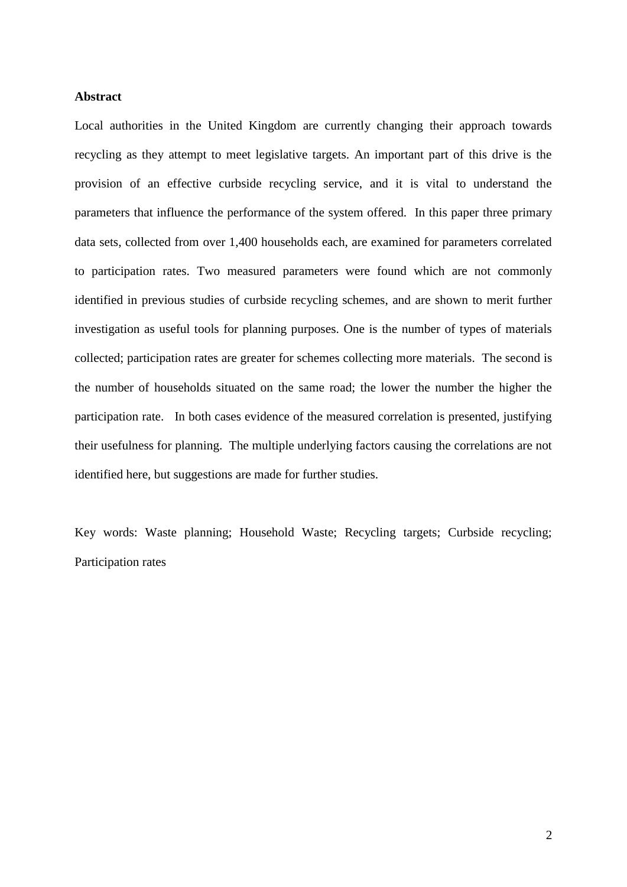## Abstract

Local authorities in the United Kingdom are currently changing their approach towards recycling as they attempt to meet legislative targets. An important part of this drive is the provision of an effective curbside recycling service, and it is vital to understand the parameters that influence the performance of the system offered. In this paper three primary data sets, collected from over 1,400 households each, are examined for parameters correlated to participation rates. Two measured parameters were found which are not commonly identified in previous studies of curbside recycling schemes, and are shown to merit further investigation as useful tools for planning purposes. One is the number of types of materials collected; participation rates are greater for schemes collecting more materials. The second is the number of households situated on the same road; the lower the number the higher the participation rate. In both cases evidence of the measured correlation is presented, justifying their usefulness for planning. The multiple underlying factors causing the correlations are not identified here, but suggestions are made for further studies.

Key words: Waste planning; Household Waste; Recycling targets; Curbside recycling; Participation rates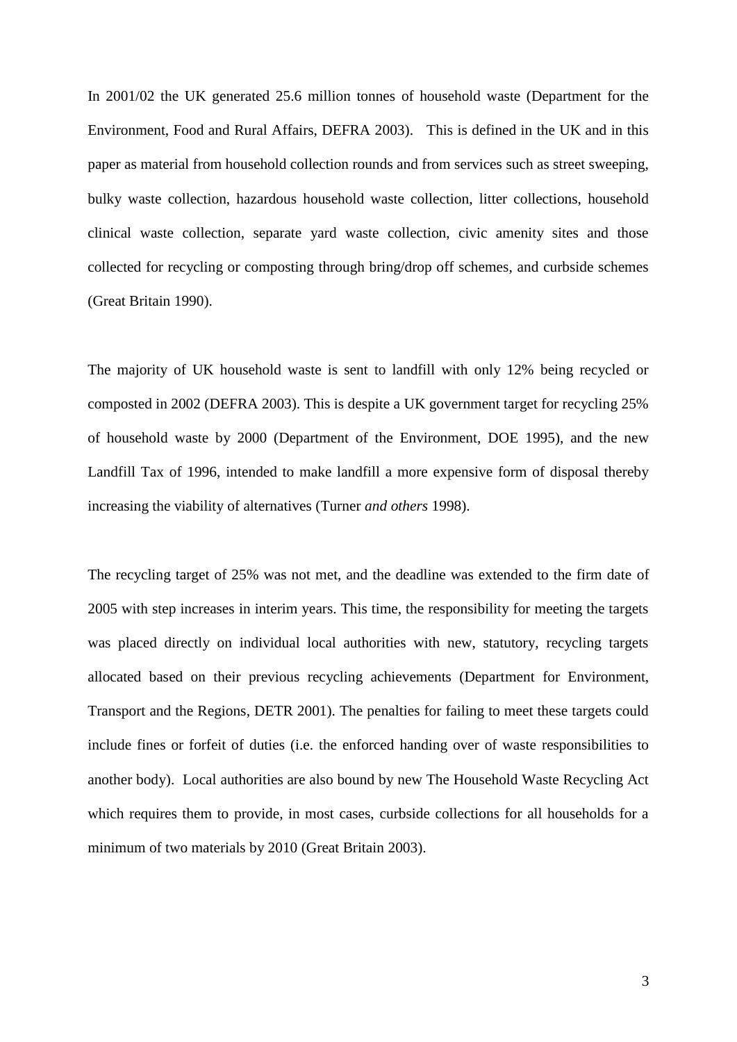In 2001/02 the UK generated 25.6 million tonnes of household waste (Department for the Environment, Food and Rural Affairs, DEFRA 2003). This is defined in the UK and in this paper as material from household collection rounds and from services such as street sweeping, bulky waste collection, hazardous household waste collection, litter collections, household clinical waste collection, separate yard waste collection, civic amenity sites and those collected for recycling or composting through bring/drop off schemes, and curbside schemes (Great Britain 1990).

The majority of UK household waste is sent to landfill with only 12% being recycled or composted in 2002 (DEFRA 2003). This is despite a UK government target for recycling 25% of household waste by 2000 (Department of the Environment, DOE 1995), and the new Landfill Tax of 1996, intended to make landfill a more expensive form of disposal thereby increasing the viability of alternatives (Turner *and others* 1998).

The recycling target of 25% was not met, and the deadline was extended to the firm date of 2005 with step increases in interim years. This time, the responsibility for meeting the targets was placed directly on individual local authorities with new, statutory, recycling targets allocated based on their previous recycling achievements (Department for Environment, Transport and the Regions, DETR 2001). The penalties for failing to meet these targets could include fines or forfeit of duties (i.e. the enforced handing over of waste responsibilities to another body). Local authorities are also bound by new The Household Waste Recycling Act which requires them to provide, in most cases, curbside collections for all households for a minimum of two materials by 2010 (Great Britain 2003).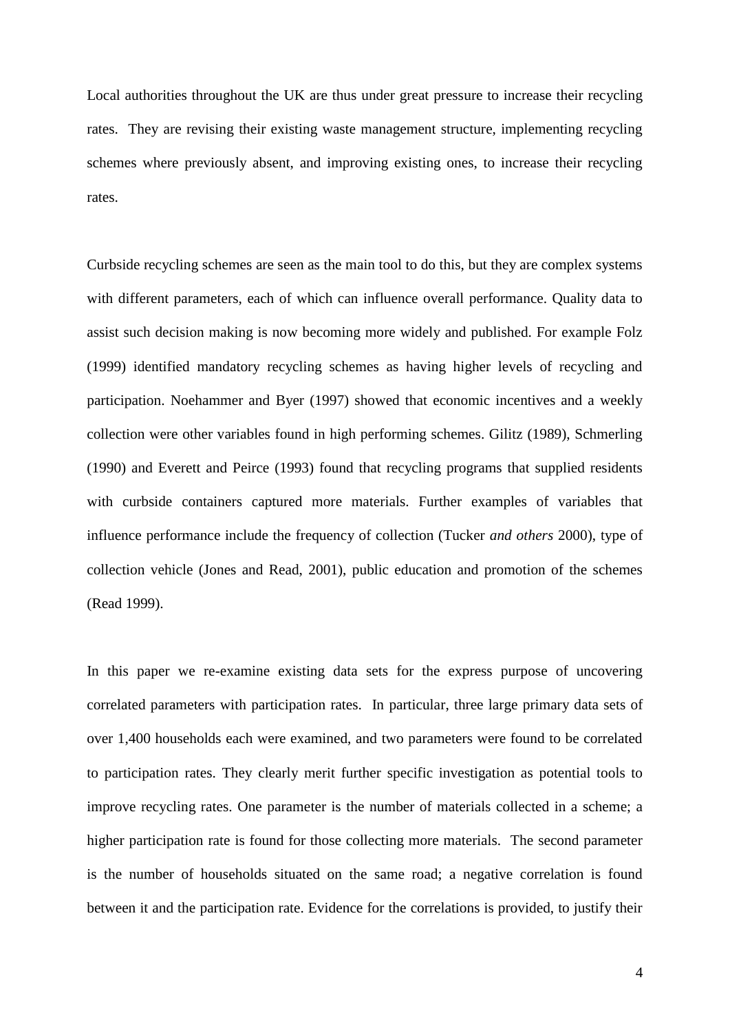Local authorities throughout the UK are thus under great pressure to increase their recycling rates. They are revising their existing waste management structure, implementing recycling schemes where previously absent, and improving existing ones, to increase their recycling rates.

Curbside recycling schemes are seen as the main tool to do this, but they are complex systems with different parameters, each of which can influence overall performance. Quality data to assist such decision making is now becoming more widely and published. For example Folz (1999) identified mandatory recycling schemes as having higher levels of recycling and participation. Noehammer and Byer (1997) showed that economic incentives and a weekly collection were other variables found in high performing schemes. Gilitz (1989), Schmerling (1990) and Everett and Peirce (1993) found that recycling programs that supplied residents with curbside containers captured more materials. Further examples of variables that influence performance include the frequency of collection (Tucker *and others* 2000), type of collection vehicle (Jones and Read, 2001), public education and promotion of the schemes (Read 1999).

In this paper we re-examine existing data sets for the express purpose of uncovering correlated parameters with participation rates. In particular, three large primary data sets of over 1,400 households each were examined, and two parameters were found to be correlated to participation rates. They clearly merit further specific investigation as potential tools to improve recycling rates. One parameter is the number of materials collected in a scheme; a higher participation rate is found for those collecting more materials. The second parameter is the number of households situated on the same road; a negative correlation is found between it and the participation rate. Evidence for the correlations is provided, to justify their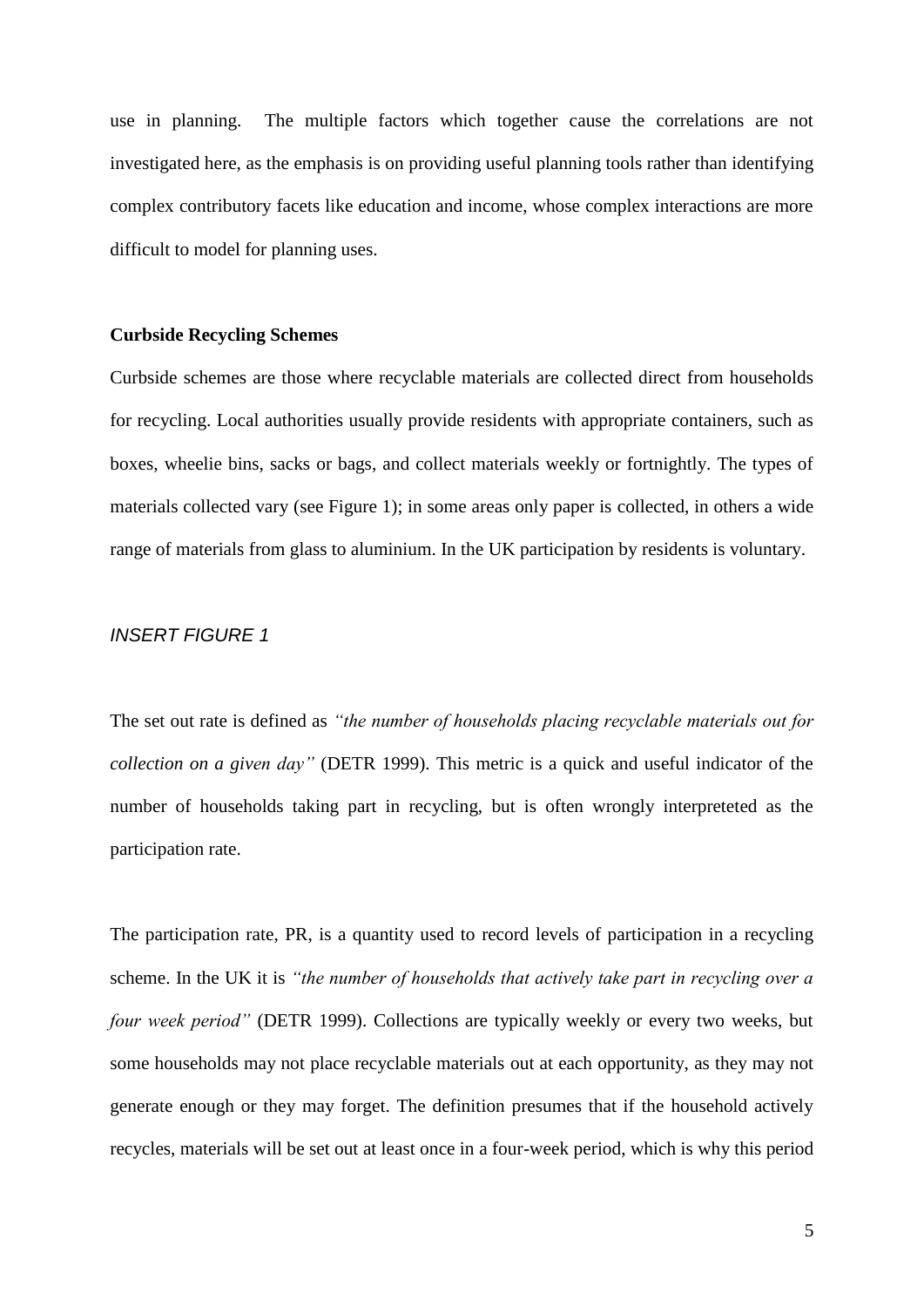use in planning. The multiple factors which together cause the correlations are not investigated here, as the emphasis is on providing useful planning tools rather than identifying complex contributory facets like education and income, whose complex interactions are more difficult to model for planning uses.

**Curbside Recycling Schemes**

Curbside schemes are those where recyclable materials are collected direct from households for recycling. Local authorities usually provide residents with appropriate containers, such as boxes, wheelie bins, sacks or bags, and collect materials weekly or fortnightly. The types of materials collected vary (see Figure 1); in some areas only paper is collected, in others a wide range of materials from glass to aluminium. In the UK participation by residents is voluntary.

*INSERT FIGURE 1*

The set out rate is defined as *"the number of households placing recyclable materials out for collection on a given day"* (DETR 1999). This metric is a quick and useful indicator of the number of households taking part in recycling, but is often wrongly interpreteted as the participation rate.

The participation rate, PR, is a quantity used to record levels of participation in a recycling scheme. In the UK it is *"the number of households that actively take part in recycling over a four week period"* (DETR 1999). Collections are typically weekly or every two weeks, but some households may not place recyclable materials out at each opportunity, as they may not generate enough or they may forget. The definition presumes that if the household actively recycles, materials will be set out at least once in a four-week period, which is why this period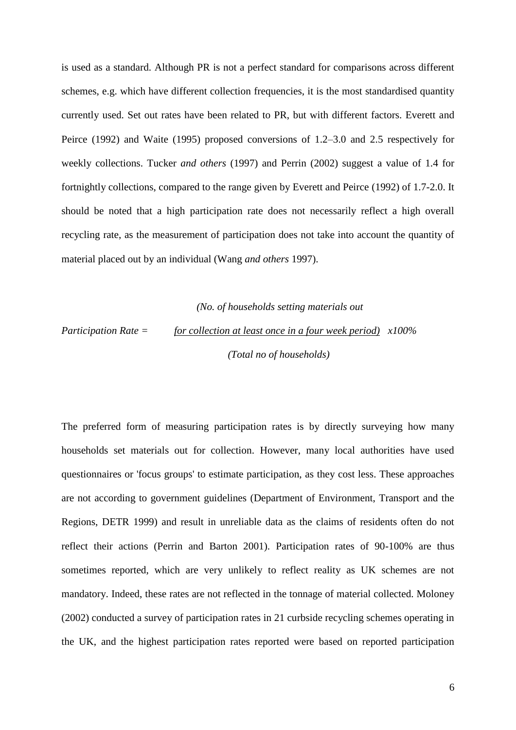is used as a standard. Although PR is not a perfect standard for comparisons across different schemes, e.g. which have different collection frequencies, it is the most standardised quantity currently used. Set out rates have been related to PR, but with different factors. Everett and Peirce (1992) and Waite (1995) proposed conversions of 1.2–3.0 and 2.5 respectively for weekly collections. Tucker *and others* (1997) and Perrin (2002) suggest a value of 1.4 for fortnightly collections, compared to the range given by Everett and Peirce (1992) of 1.7-2.0. It should be noted that a high participation rate does not necessarily reflect a high overall recycling rate, as the measurement of participation does not take into account the quantity of material placed out by an individual (Wang *and others* 1997).

$$\textit{Participation Rate} = \frac{\textit{(No. of households setting materials out for collection at least once in a four week period)}}{\textit{(Total no of households)}} \times 100\%$$

The preferred form of measuring participation rates is by directly surveying how many households set materials out for collection. However, many local authorities have used questionnaires or 'focus groups' to estimate participation, as they cost less. These approaches are not according to government guidelines (Department of Environment, Transport and the Regions, DETR 1999) and result in unreliable data as the claims of residents often do not reflect their actions (Perrin and Barton 2001). Participation rates of 90-100% are thus sometimes reported, which are very unlikely to reflect reality as UK schemes are not mandatory. Indeed, these rates are not reflected in the tonnage of material collected. Moloney (2002) conducted a survey of participation rates in 21 curbside recycling schemes operating in the UK, and the highest participation rates reported were based on reported participation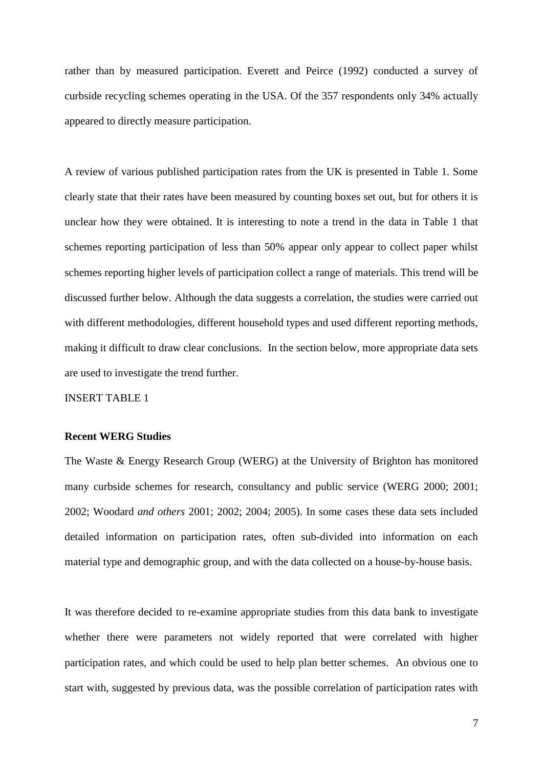rather than by measured participation. Everett and Peirce (1992) conducted a survey of curbside recycling schemes operating in the USA. Of the 357 respondents only 34% actually appeared to directly measure participation.

A review of various published participation rates from the UK is presented in Table 1. Some clearly state that their rates have been measured by counting boxes set out, but for others it is unclear how they were obtained. It is interesting to note a trend in the data in Table 1 that schemes reporting participation of less than 50% appear only appear to collect paper whilst schemes reporting higher levels of participation collect a range of materials. This trend will be discussed further below. Although the data suggests a correlation, the studies were carried out with different methodologies, different household types and used different reporting methods, making it difficult to draw clear conclusions. In the section below, more appropriate data sets are used to investigate the trend further.

INSERT TABLE 1

**Recent WERG Studies**

The Waste & Energy Research Group (WERG) at the University of Brighton has monitored many curbside schemes for research, consultancy and public service (WERG 2000; 2001; 2002; Woodard *and others* 2001; 2002; 2004; 2005). In some cases these data sets included detailed information on participation rates, often sub-divided into information on each material type and demographic group, and with the data collected on a house-by-house basis.

It was therefore decided to re-examine appropriate studies from this data bank to investigate whether there were parameters not widely reported that were correlated with higher participation rates, and which could be used to help plan better schemes. An obvious one to start with, suggested by previous data, was the possible correlation of participation rates with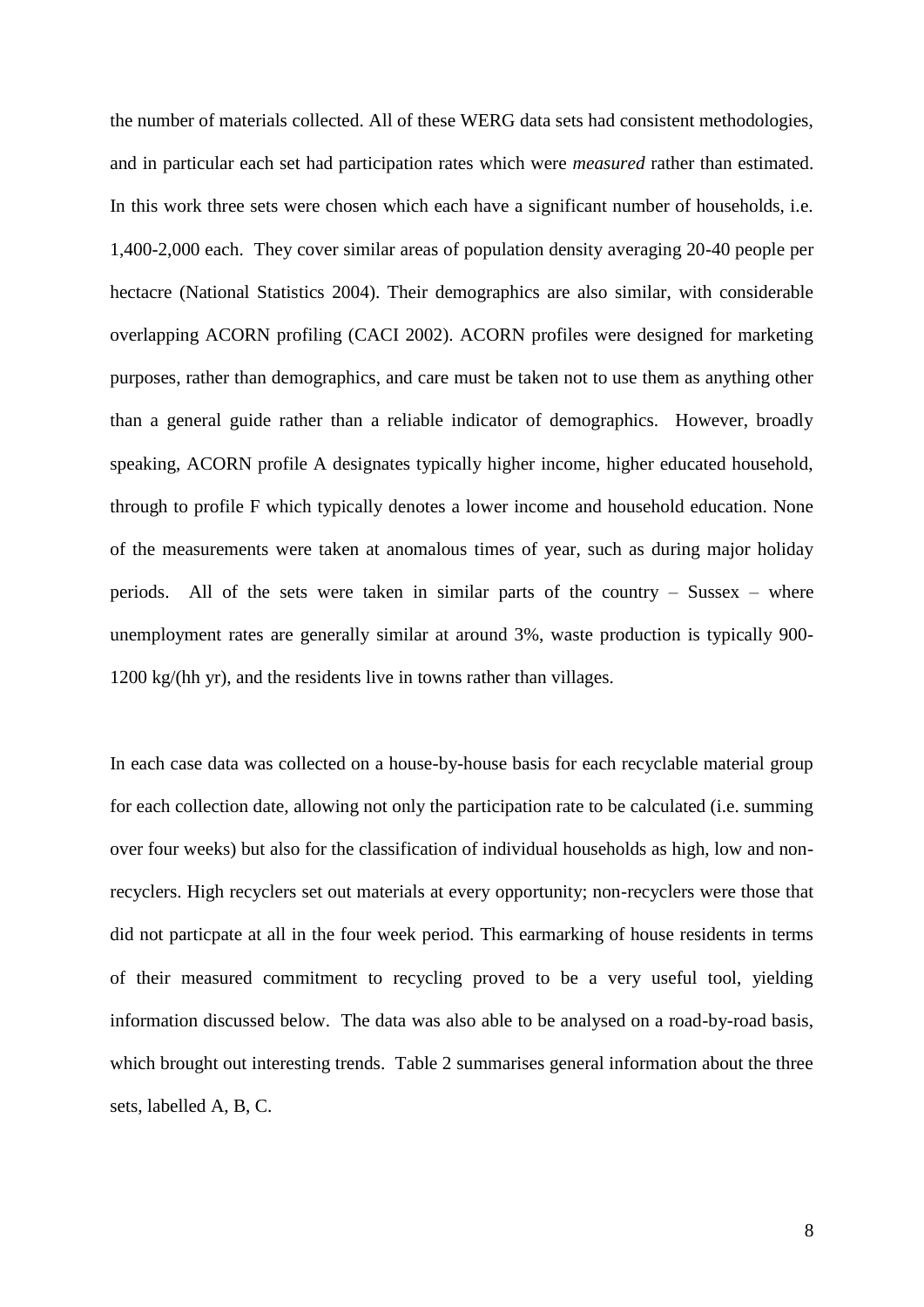the number of materials collected. All of these WERG data sets had consistent methodologies, and in particular each set had participation rates which were *measured* rather than estimated. In this work three sets were chosen which each have a significant number of households, i.e. 1,400-2,000 each. They cover similar areas of population density averaging 20-40 people per hectacre (National Statistics 2004). Their demographics are also similar, with considerable overlapping ACORN profiling (CACI 2002). ACORN profiles were designed for marketing purposes, rather than demographics, and care must be taken not to use them as anything other than a general guide rather than a reliable indicator of demographics. However, broadly speaking, ACORN profile A designates typically higher income, higher educated household, through to profile F which typically denotes a lower income and household education. None of the measurements were taken at anomalous times of year, such as during major holiday periods. All of the sets were taken in similar parts of the country – Sussex – where unemployment rates are generally similar at around 3%, waste production is typically 900-1200 kg/(hh yr), and the residents live in towns rather than villages.

In each case data was collected on a house-by-house basis for each recyclable material group for each collection date, allowing not only the participation rate to be calculated (i.e. summing over four weeks) but also for the classification of individual households as high, low and non-recyclers. High recyclers set out materials at every opportunity; non-recyclers were those that did not particpate at all in the four week period. This earmarking of house residents in terms of their measured commitment to recycling proved to be a very useful tool, yielding information discussed below. The data was also able to be analysed on a road-by-road basis, which brought out interesting trends. Table 2 summarises general information about the three sets, labelled A, B, C.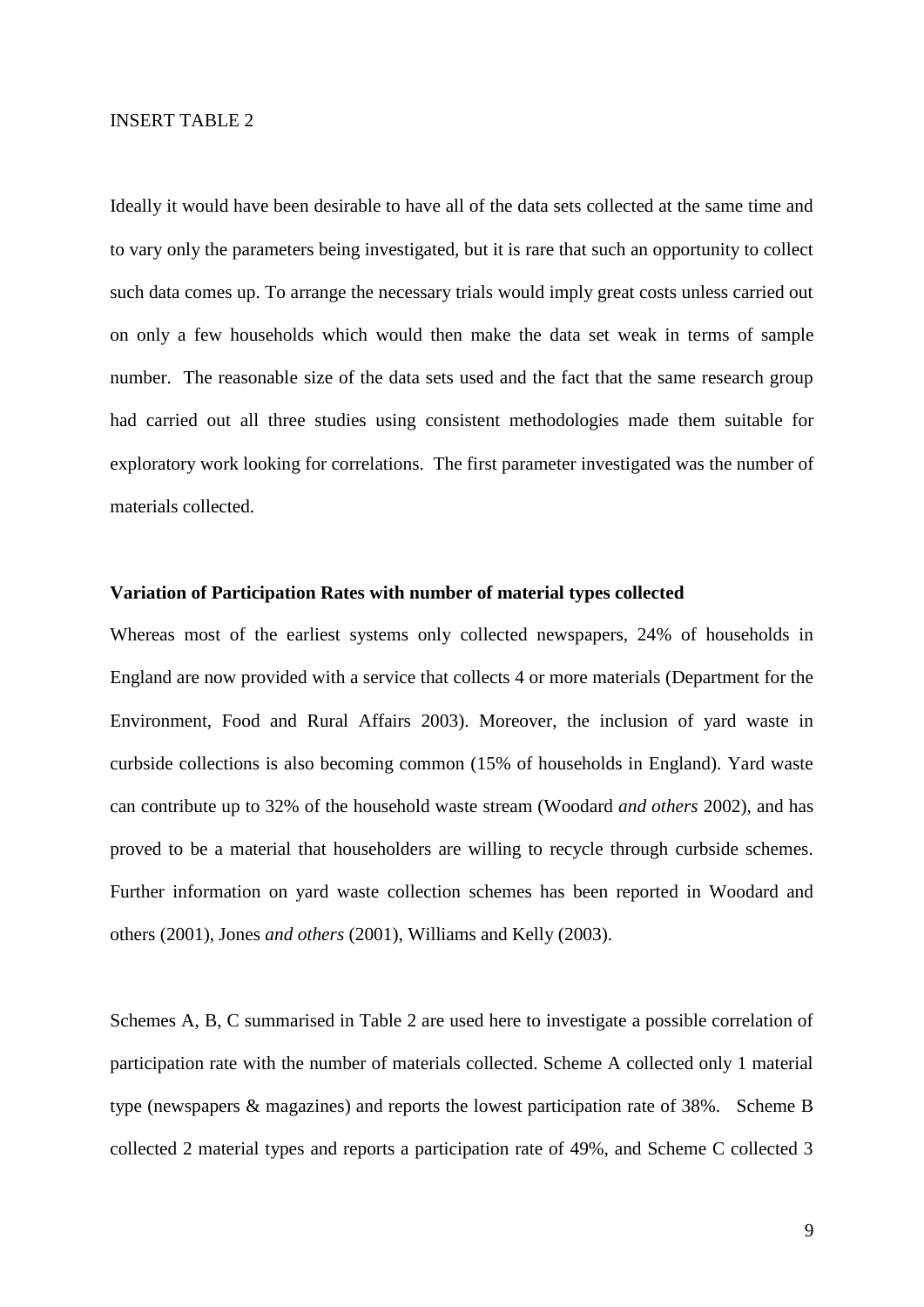INSERT TABLE 2

Ideally it would have been desirable to have all of the data sets collected at the same time and to vary only the parameters being investigated, but it is rare that such an opportunity to collect such data comes up. To arrange the necessary trials would imply great costs unless carried out on only a few households which would then make the data set weak in terms of sample number. The reasonable size of the data sets used and the fact that the same research group had carried out all three studies using consistent methodologies made them suitable for exploratory work looking for correlations. The first parameter investigated was the number of materials collected.

**Variation of Participation Rates with number of material types collected**

Whereas most of the earliest systems only collected newspapers, 24% of households in England are now provided with a service that collects 4 or more materials (Department for the Environment, Food and Rural Affairs 2003). Moreover, the inclusion of yard waste in curbside collections is also becoming common (15% of households in England). Yard waste can contribute up to 32% of the household waste stream (Woodard *and others* 2002), and has proved to be a material that householders are willing to recycle through curbside schemes. Further information on yard waste collection schemes has been reported in Woodard and others (2001), Jones *and others* (2001), Williams and Kelly (2003).

Schemes A, B, C summarised in Table 2 are used here to investigate a possible correlation of participation rate with the number of materials collected. Scheme A collected only 1 material type (newspapers & magazines) and reports the lowest participation rate of 38%. Scheme B collected 2 material types and reports a participation rate of 49%, and Scheme C collected 3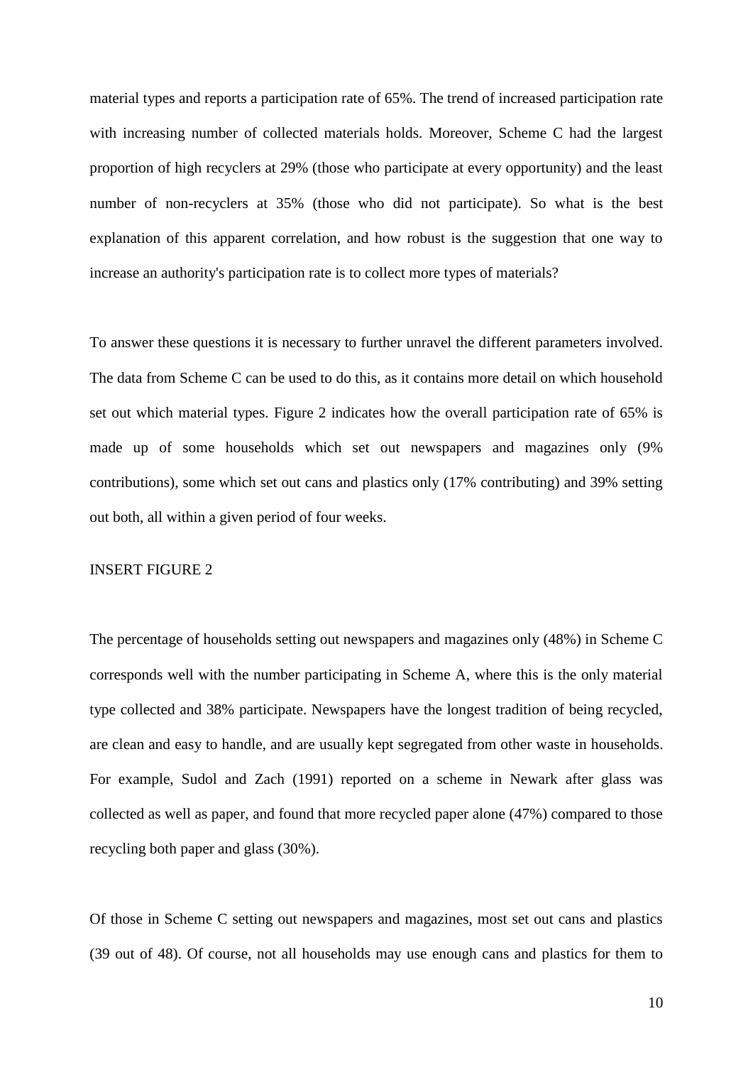material types and reports a participation rate of 65%. The trend of increased participation rate with increasing number of collected materials holds. Moreover, Scheme C had the largest proportion of high recyclers at 29% (those who participate at every opportunity) and the least number of non-recyclers at 35% (those who did not participate). So what is the best explanation of this apparent correlation, and how robust is the suggestion that one way to increase an authority's participation rate is to collect more types of materials?

To answer these questions it is necessary to further unravel the different parameters involved. The data from Scheme C can be used to do this, as it contains more detail on which household set out which material types. Figure 2 indicates how the overall participation rate of 65% is made up of some households which set out newspapers and magazines only (9% contributions), some which set out cans and plastics only (17% contributing) and 39% setting out both, all within a given period of four weeks.

INSERT FIGURE 2

The percentage of households setting out newspapers and magazines only (48%) in Scheme C corresponds well with the number participating in Scheme A, where this is the only material type collected and 38% participate. Newspapers have the longest tradition of being recycled, are clean and easy to handle, and are usually kept segregated from other waste in households. For example, Sudol and Zach (1991) reported on a scheme in Newark after glass was collected as well as paper, and found that more recycled paper alone (47%) compared to those recycling both paper and glass (30%).

Of those in Scheme C setting out newspapers and magazines, most set out cans and plastics (39 out of 48). Of course, not all households may use enough cans and plastics for them to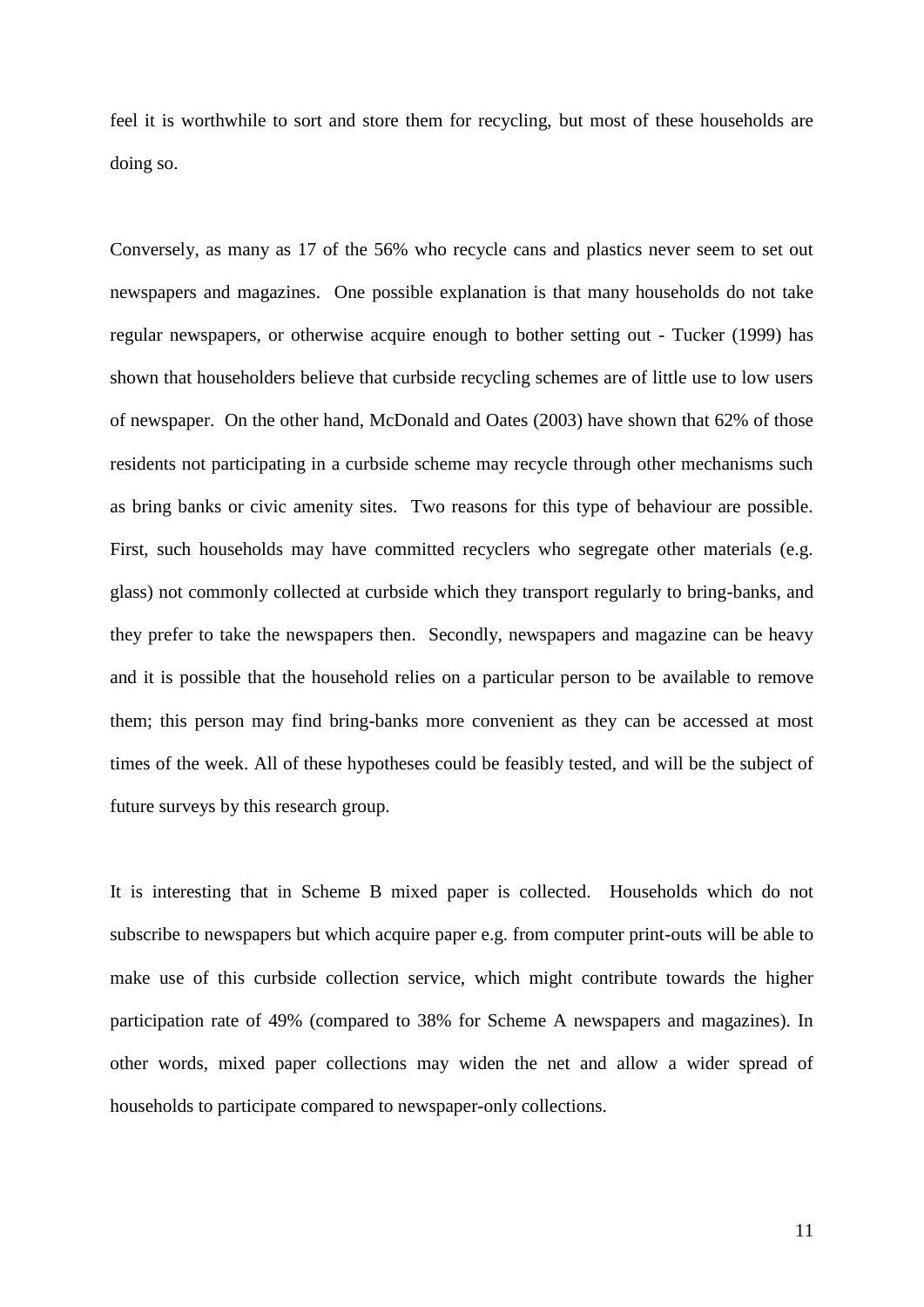feel it is worthwhile to sort and store them for recycling, but most of these households are doing so.

Conversely, as many as 17 of the 56% who recycle cans and plastics never seem to set out newspapers and magazines. One possible explanation is that many households do not take regular newspapers, or otherwise acquire enough to bother setting out - Tucker (1999) has shown that householders believe that curbside recycling schemes are of little use to low users of newspaper. On the other hand, McDonald and Oates (2003) have shown that 62% of those residents not participating in a curbside scheme may recycle through other mechanisms such as bring banks or civic amenity sites. Two reasons for this type of behaviour are possible. First, such households may have committed recyclers who segregate other materials (e.g. glass) not commonly collected at curbside which they transport regularly to bring-banks, and they prefer to take the newspapers then. Secondly, newspapers and magazine can be heavy and it is possible that the household relies on a particular person to be available to remove them; this person may find bring-banks more convenient as they can be accessed at most times of the week. All of these hypotheses could be feasibly tested, and will be the subject of future surveys by this research group.

It is interesting that in Scheme B mixed paper is collected. Households which do not subscribe to newspapers but which acquire paper e.g. from computer print-outs will be able to make use of this curbside collection service, which might contribute towards the higher participation rate of 49% (compared to 38% for Scheme A newspapers and magazines). In other words, mixed paper collections may widen the net and allow a wider spread of households to participate compared to newspaper-only collections.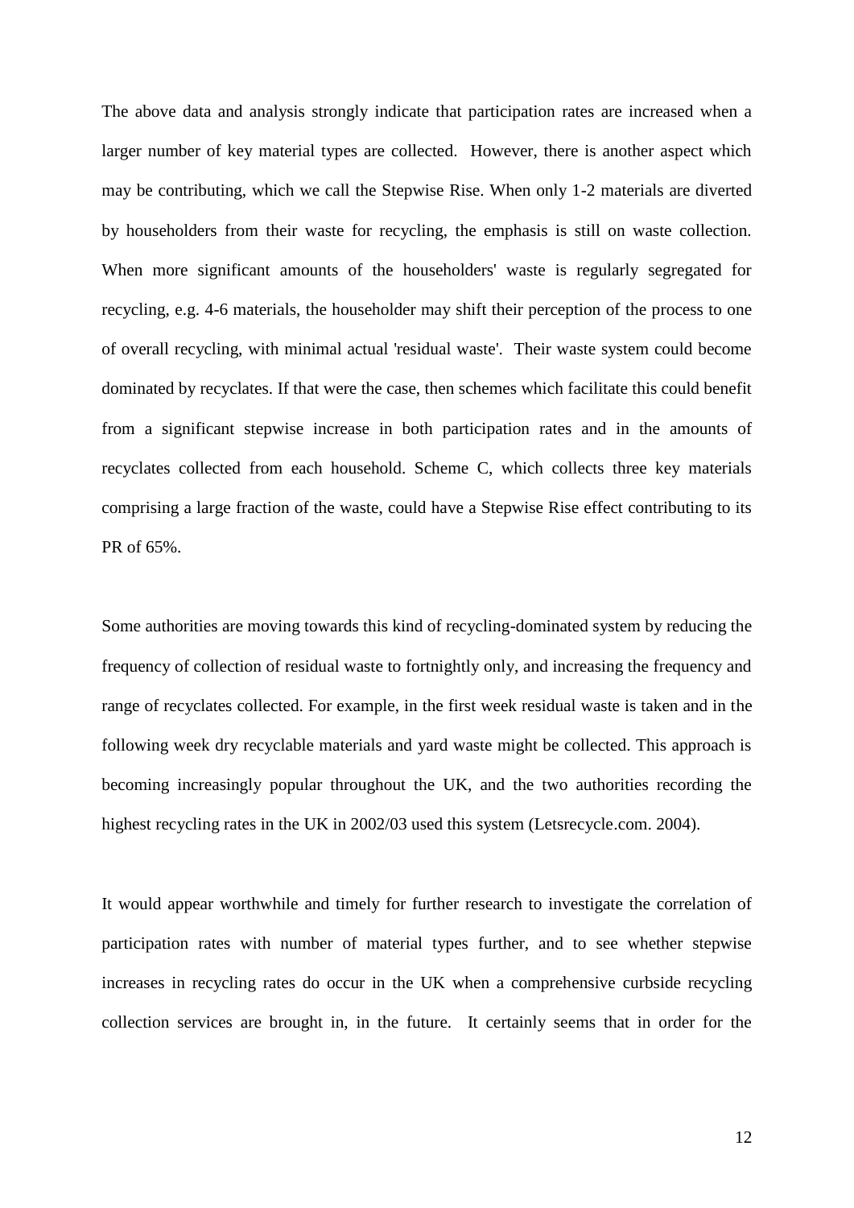The above data and analysis strongly indicate that participation rates are increased when a larger number of key material types are collected. However, there is another aspect which may be contributing, which we call the Stepwise Rise. When only 1-2 materials are diverted by householders from their waste for recycling, the emphasis is still on waste collection. When more significant amounts of the householders' waste is regularly segregated for recycling, e.g. 4-6 materials, the householder may shift their perception of the process to one of overall recycling, with minimal actual 'residual waste'. Their waste system could become dominated by recyclates. If that were the case, then schemes which facilitate this could benefit from a significant stepwise increase in both participation rates and in the amounts of recyclates collected from each household. Scheme C, which collects three key materials comprising a large fraction of the waste, could have a Stepwise Rise effect contributing to its PR of 65%.

Some authorities are moving towards this kind of recycling-dominated system by reducing the frequency of collection of residual waste to fortnightly only, and increasing the frequency and range of recyclates collected. For example, in the first week residual waste is taken and in the following week dry recyclable materials and yard waste might be collected. This approach is becoming increasingly popular throughout the UK, and the two authorities recording the highest recycling rates in the UK in 2002/03 used this system (Letsrecycle.com. 2004).

It would appear worthwhile and timely for further research to investigate the correlation of participation rates with number of material types further, and to see whether stepwise increases in recycling rates do occur in the UK when a comprehensive curbside recycling collection services are brought in, in the future. It certainly seems that in order for the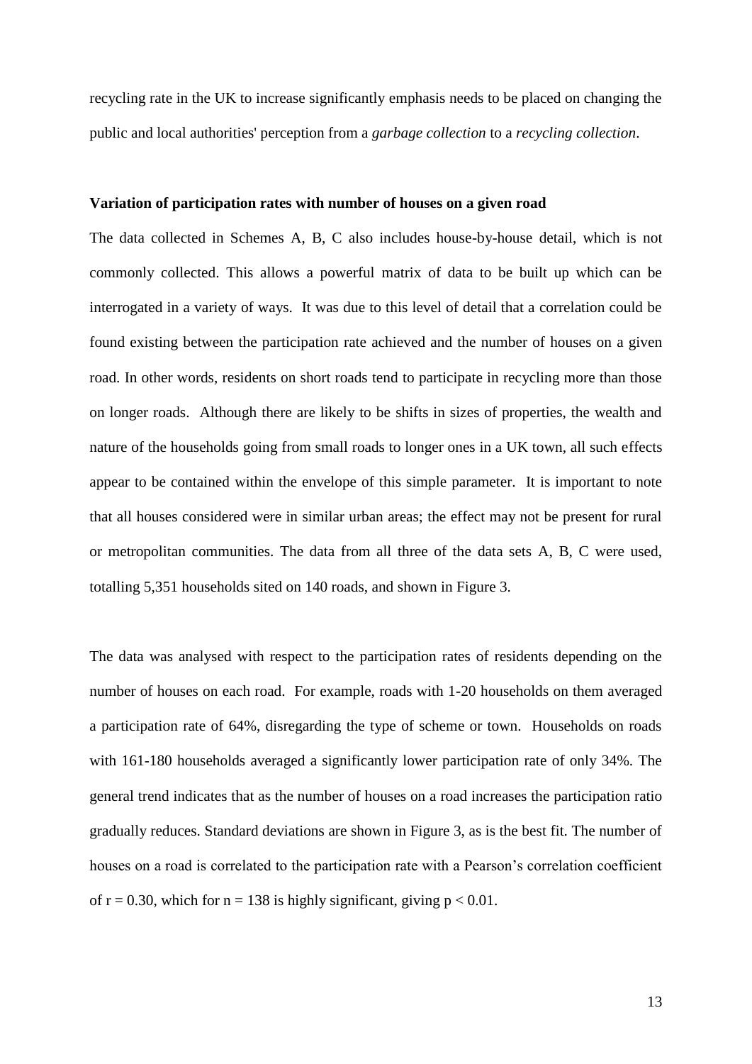recycling rate in the UK to increase significantly emphasis needs to be placed on changing the public and local authorities' perception from a *garbage collection* to a *recycling collection*.

**Variation of participation rates with number of houses on a given road**

The data collected in Schemes A, B, C also includes house-by-house detail, which is not commonly collected. This allows a powerful matrix of data to be built up which can be interrogated in a variety of ways. It was due to this level of detail that a correlation could be found existing between the participation rate achieved and the number of houses on a given road. In other words, residents on short roads tend to participate in recycling more than those on longer roads. Although there are likely to be shifts in sizes of properties, the wealth and nature of the households going from small roads to longer ones in a UK town, all such effects appear to be contained within the envelope of this simple parameter. It is important to note that all houses considered were in similar urban areas; the effect may not be present for rural or metropolitan communities. The data from all three of the data sets A, B, C were used, totalling 5,351 households sited on 140 roads, and shown in Figure 3.

The data was analysed with respect to the participation rates of residents depending on the number of houses on each road. For example, roads with 1-20 households on them averaged a participation rate of 64%, disregarding the type of scheme or town. Households on roads with 161-180 households averaged a significantly lower participation rate of only 34%. The general trend indicates that as the number of houses on a road increases the participation ratio gradually reduces. Standard deviations are shown in Figure 3, as is the best fit. The number of houses on a road is correlated to the participation rate with a Pearson's correlation coefficient of $r = 0.30$, which for $n = 138$ is highly significant, giving $p < 0.01$.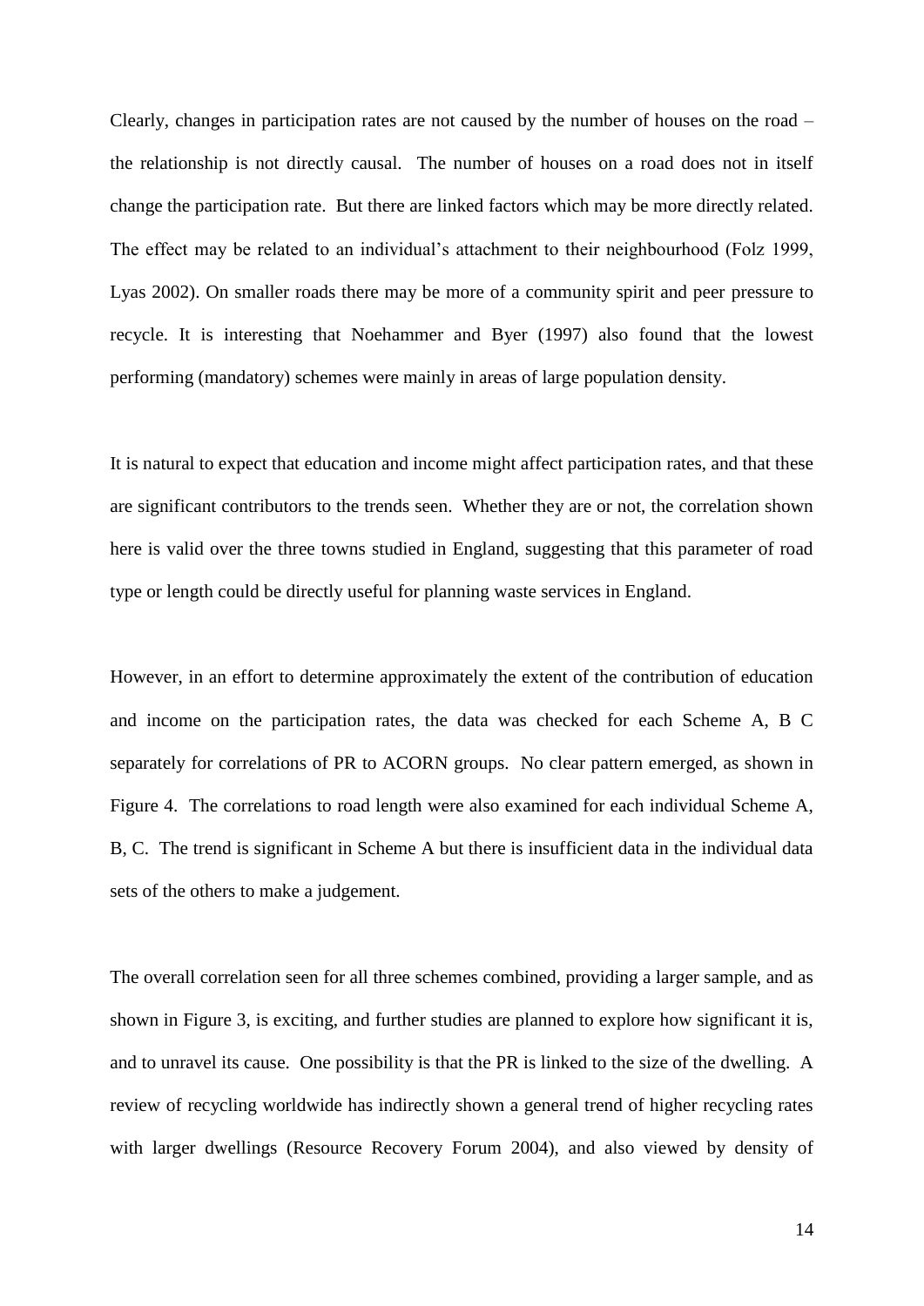Clearly, changes in participation rates are not caused by the number of houses on the road – the relationship is not directly causal. The number of houses on a road does not in itself change the participation rate. But there are linked factors which may be more directly related. The effect may be related to an individual's attachment to their neighbourhood (Folz 1999, Lyas 2002). On smaller roads there may be more of a community spirit and peer pressure to recycle. It is interesting that Noehammer and Byer (1997) also found that the lowest performing (mandatory) schemes were mainly in areas of large population density.

It is natural to expect that education and income might affect participation rates, and that these are significant contributors to the trends seen. Whether they are or not, the correlation shown here is valid over the three towns studied in England, suggesting that this parameter of road type or length could be directly useful for planning waste services in England.

However, in an effort to determine approximately the extent of the contribution of education and income on the participation rates, the data was checked for each Scheme A, B C separately for correlations of PR to ACORN groups. No clear pattern emerged, as shown in Figure 4. The correlations to road length were also examined for each individual Scheme A, B, C. The trend is significant in Scheme A but there is insufficient data in the individual data sets of the others to make a judgement.

The overall correlation seen for all three schemes combined, providing a larger sample, and as shown in Figure 3, is exciting, and further studies are planned to explore how significant it is, and to unravel its cause. One possibility is that the PR is linked to the size of the dwelling. A review of recycling worldwide has indirectly shown a general trend of higher recycling rates with larger dwellings (Resource Recovery Forum 2004), and also viewed by density of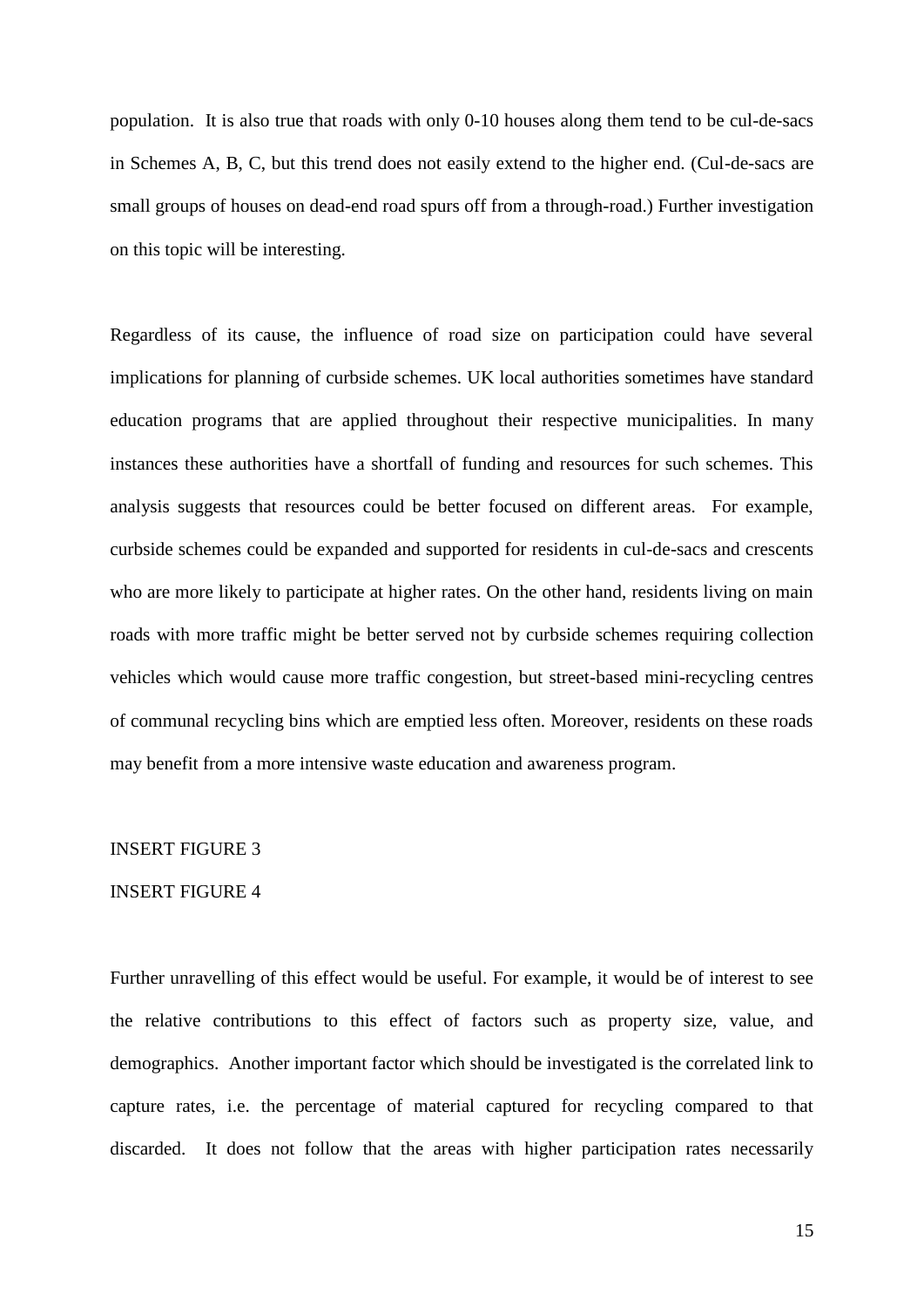population. It is also true that roads with only 0-10 houses along them tend to be cul-de-sacs in Schemes A, B, C, but this trend does not easily extend to the higher end. (Cul-de-sacs are small groups of houses on dead-end road spurs off from a through-road.) Further investigation on this topic will be interesting.

Regardless of its cause, the influence of road size on participation could have several implications for planning of curbside schemes. UK local authorities sometimes have standard education programs that are applied throughout their respective municipalities. In many instances these authorities have a shortfall of funding and resources for such schemes. This analysis suggests that resources could be better focused on different areas. For example, curbside schemes could be expanded and supported for residents in cul-de-sacs and crescents who are more likely to participate at higher rates. On the other hand, residents living on main roads with more traffic might be better served not by curbside schemes requiring collection vehicles which would cause more traffic congestion, but street-based mini-recycling centres of communal recycling bins which are emptied less often. Moreover, residents on these roads may benefit from a more intensive waste education and awareness program.

INSERT FIGURE 3

INSERT FIGURE 4

Further unravelling of this effect would be useful. For example, it would be of interest to see the relative contributions to this effect of factors such as property size, value, and demographics. Another important factor which should be investigated is the correlated link to capture rates, i.e. the percentage of material captured for recycling compared to that discarded. It does not follow that the areas with higher participation rates necessarily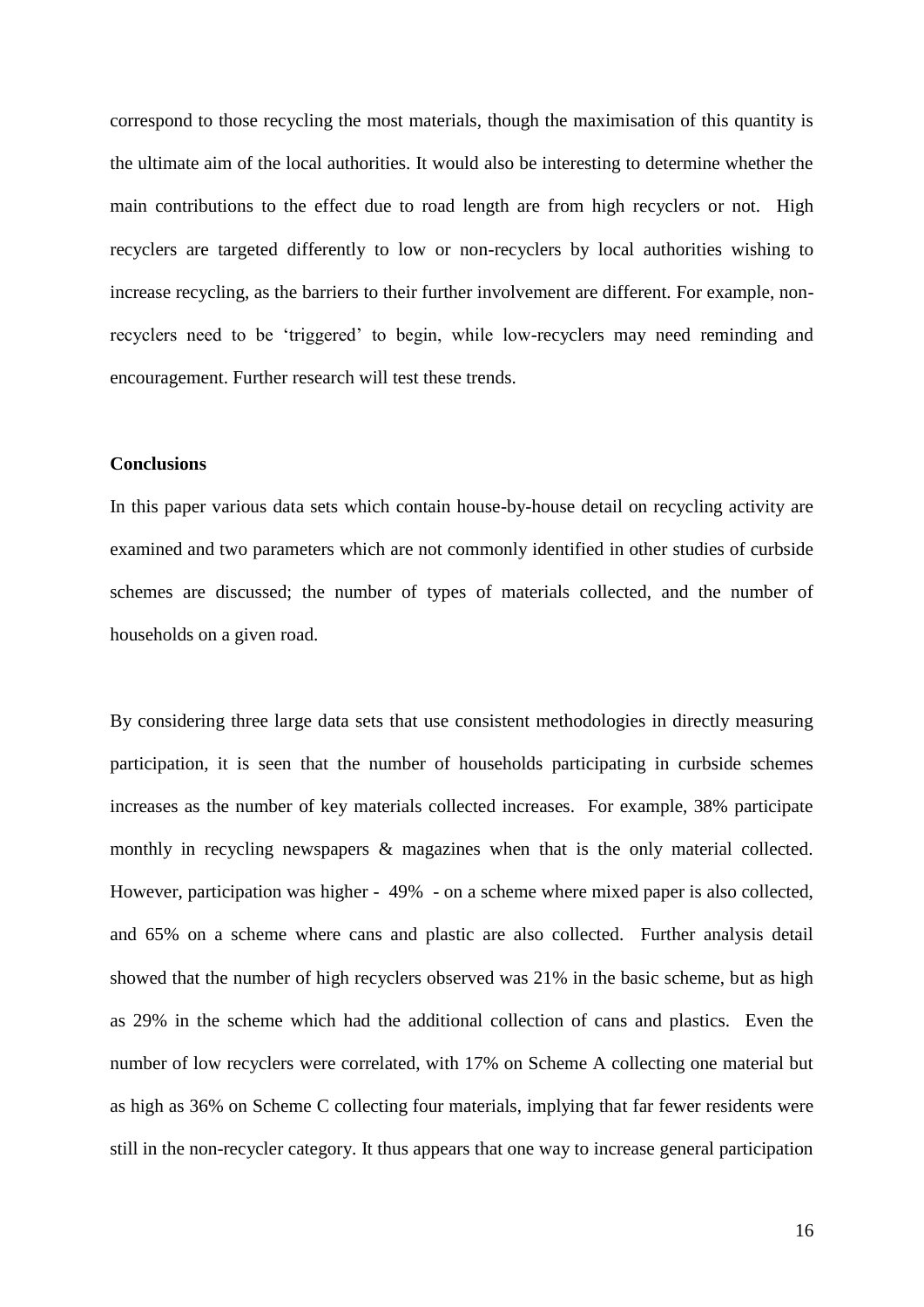correspond to those recycling the most materials, though the maximisation of this quantity is the ultimate aim of the local authorities. It would also be interesting to determine whether the main contributions to the effect due to road length are from high recyclers or not. High recyclers are targeted differently to low or non-recyclers by local authorities wishing to increase recycling, as the barriers to their further involvement are different. For example, non-recyclers need to be 'triggered' to begin, while low-recyclers may need reminding and encouragement. Further research will test these trends.

**Conclusions**

In this paper various data sets which contain house-by-house detail on recycling activity are examined and two parameters which are not commonly identified in other studies of curbside schemes are discussed; the number of types of materials collected, and the number of households on a given road.

By considering three large data sets that use consistent methodologies in directly measuring participation, it is seen that the number of households participating in curbside schemes increases as the number of key materials collected increases. For example, 38% participate monthly in recycling newspapers & magazines when that is the only material collected. However, participation was higher - 49% - on a scheme where mixed paper is also collected, and 65% on a scheme where cans and plastic are also collected. Further analysis detail showed that the number of high recyclers observed was 21% in the basic scheme, but as high as 29% in the scheme which had the additional collection of cans and plastics. Even the number of low recyclers were correlated, with 17% on Scheme A collecting one material but as high as 36% on Scheme C collecting four materials, implying that far fewer residents were still in the non-recycler category. It thus appears that one way to increase general participation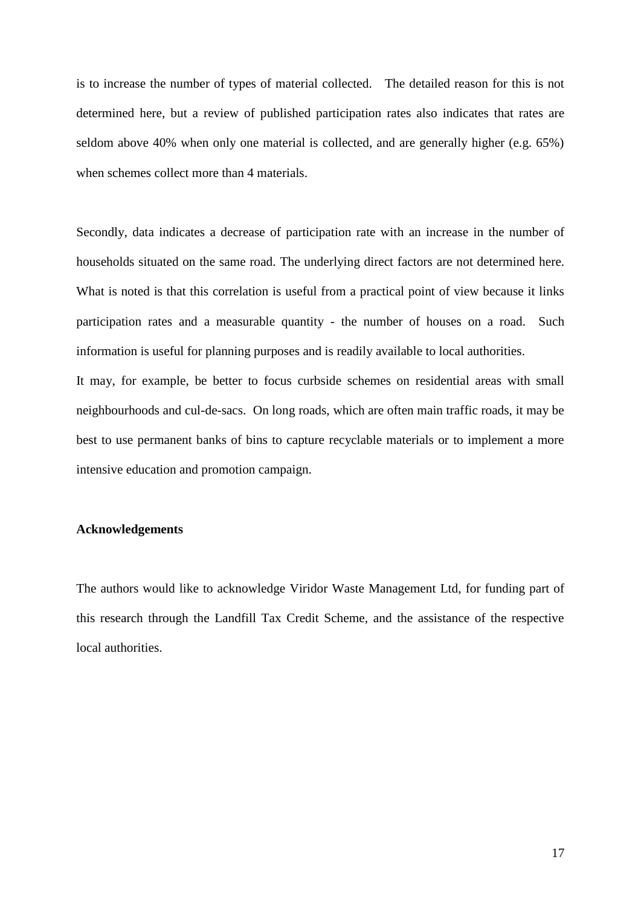is to increase the number of types of material collected. The detailed reason for this is not determined here, but a review of published participation rates also indicates that rates are seldom above 40% when only one material is collected, and are generally higher (e.g. 65%) when schemes collect more than 4 materials.

Secondly, data indicates a decrease of participation rate with an increase in the number of households situated on the same road. The underlying direct factors are not determined here. What is noted is that this correlation is useful from a practical point of view because it links participation rates and a measurable quantity - the number of houses on a road. Such information is useful for planning purposes and is readily available to local authorities.

It may, for example, be better to focus curbside schemes on residential areas with small neighbourhoods and cul-de-sacs. On long roads, which are often main traffic roads, it may be best to use permanent banks of bins to capture recyclable materials or to implement a more intensive education and promotion campaign.

**Acknowledgements**

The authors would like to acknowledge Viridor Waste Management Ltd, for funding part of this research through the Landfill Tax Credit Scheme, and the assistance of the respective local authorities.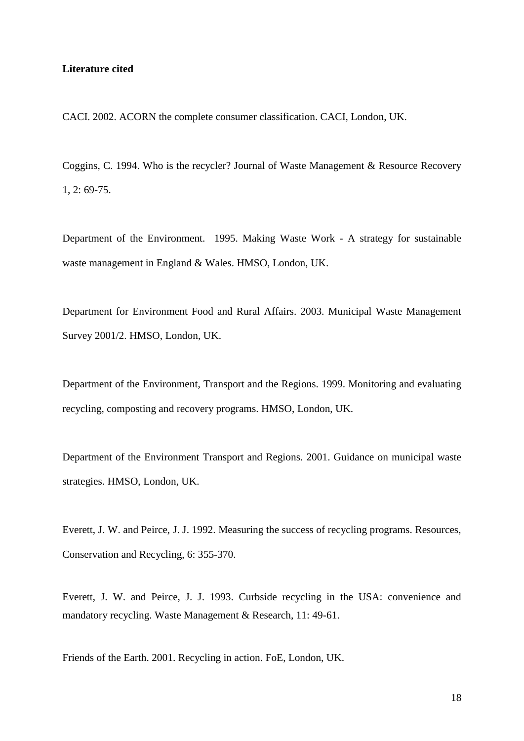**Literature cited**

CACI. 2002. ACORN the complete consumer classification. CACI, London, UK.

Coggins, C. 1994. Who is the recycler? Journal of Waste Management & Resource Recovery 1, 2: 69-75.

Department of the Environment. 1995. Making Waste Work - A strategy for sustainable waste management in England & Wales. HMSO, London, UK.

Department for Environment Food and Rural Affairs. 2003. Municipal Waste Management Survey 2001/2. HMSO, London, UK.

Department of the Environment, Transport and the Regions. 1999. Monitoring and evaluating recycling, composting and recovery programs. HMSO, London, UK.

Department of the Environment Transport and Regions. 2001. Guidance on municipal waste strategies. HMSO, London, UK.

Everett, J. W. and Peirce, J. J. 1992. Measuring the success of recycling programs. Resources, Conservation and Recycling, 6: 355-370.

Everett, J. W. and Peirce, J. J. 1993. Curbside recycling in the USA: convenience and mandatory recycling. Waste Management & Research, 11: 49-61.

Friends of the Earth. 2001. Recycling in action. FoE, London, UK.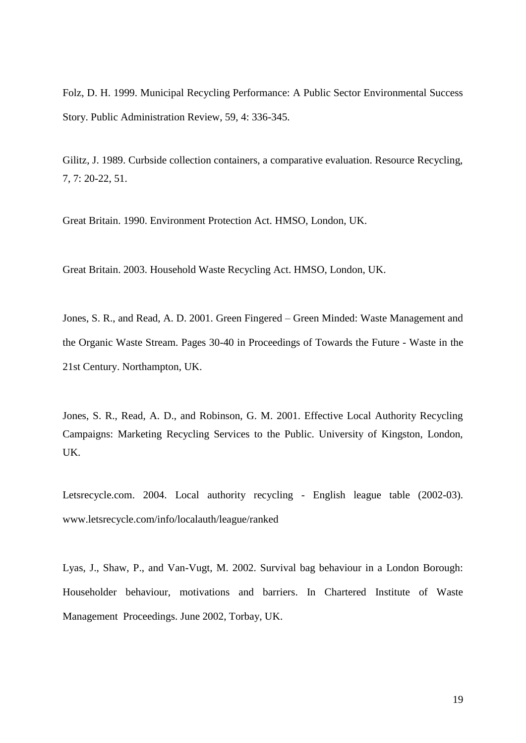Folz, D. H. 1999. Municipal Recycling Performance: A Public Sector Environmental Success Story. Public Administration Review, 59, 4: 336-345.

Gilitz, J. 1989. Curbside collection containers, a comparative evaluation. Resource Recycling, 7, 7: 20-22, 51.

Great Britain. 1990. Environment Protection Act. HMSO, London, UK.

Great Britain. 2003. Household Waste Recycling Act. HMSO, London, UK.

Jones, S. R., and Read, A. D. 2001. Green Fingered – Green Minded: Waste Management and the Organic Waste Stream. Pages 30-40 in Proceedings of Towards the Future - Waste in the 21st Century. Northampton, UK.

Jones, S. R., Read, A. D., and Robinson, G. M. 2001. Effective Local Authority Recycling Campaigns: Marketing Recycling Services to the Public. University of Kingston, London, UK.

Letsrecycle.com. 2004. Local authority recycling - English league table (2002-03). www.letsrecycle.com/info/localauth/league/ranked

Lyas, J., Shaw, P., and Van-Vugt, M. 2002. Survival bag behaviour in a London Borough: Householder behaviour, motivations and barriers. In Chartered Institute of Waste Management Proceedings. June 2002, Torbay, UK.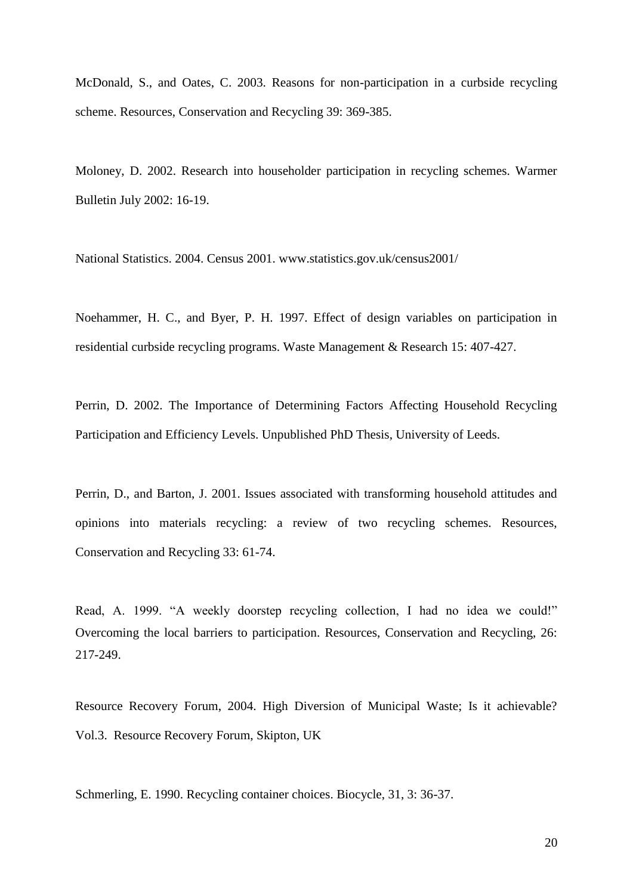McDonald, S., and Oates, C. 2003. Reasons for non-participation in a curbside recycling scheme. Resources, Conservation and Recycling 39: 369-385.

Moloney, D. 2002. Research into householder participation in recycling schemes. Warmer Bulletin July 2002: 16-19.

National Statistics. 2004. Census 2001. www.statistics.gov.uk/census2001/

Noehammer, H. C., and Byer, P. H. 1997. Effect of design variables on participation in residential curbside recycling programs. Waste Management & Research 15: 407-427.

Perrin, D. 2002. The Importance of Determining Factors Affecting Household Recycling Participation and Efficiency Levels. Unpublished PhD Thesis, University of Leeds.

Perrin, D., and Barton, J. 2001. Issues associated with transforming household attitudes and opinions into materials recycling: a review of two recycling schemes. Resources, Conservation and Recycling 33: 61-74.

Read, A. 1999. "A weekly doorstep recycling collection, I had no idea we could!" Overcoming the local barriers to participation. Resources, Conservation and Recycling, 26: 217-249.

Resource Recovery Forum, 2004. High Diversion of Municipal Waste; Is it achievable? Vol.3. Resource Recovery Forum, Skipton, UK

Schmerling, E. 1990. Recycling container choices. Biocycle, 31, 3: 36-37.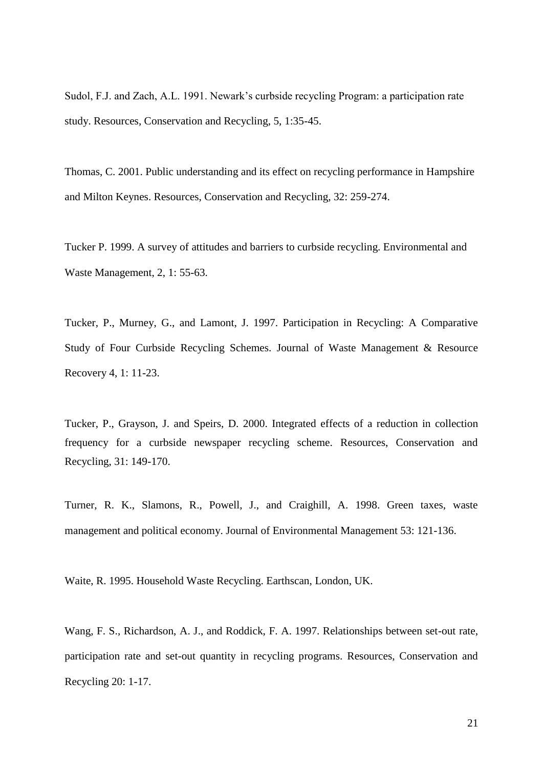Sudol, F.J. and Zach, A.L. 1991. Newark's curbside recycling Program: a participation rate study. Resources, Conservation and Recycling, 5, 1:35-45.

Thomas, C. 2001. Public understanding and its effect on recycling performance in Hampshire and Milton Keynes. Resources, Conservation and Recycling, 32: 259-274.

Tucker P. 1999. A survey of attitudes and barriers to curbside recycling. Environmental and Waste Management, 2, 1: 55-63.

Tucker, P., Murney, G., and Lamont, J. 1997. Participation in Recycling: A Comparative Study of Four Curbside Recycling Schemes. Journal of Waste Management & Resource Recovery 4, 1: 11-23.

Tucker, P., Grayson, J. and Speirs, D. 2000. Integrated effects of a reduction in collection frequency for a curbside newspaper recycling scheme. Resources, Conservation and Recycling, 31: 149-170.

Turner, R. K., Slamons, R., Powell, J., and Craighill, A. 1998. Green taxes, waste management and political economy. Journal of Environmental Management 53: 121-136.

Waite, R. 1995. Household Waste Recycling. Earthscan, London, UK.

Wang, F. S., Richardson, A. J., and Roddick, F. A. 1997. Relationships between set-out rate, participation rate and set-out quantity in recycling programs. Resources, Conservation and Recycling 20: 1-17.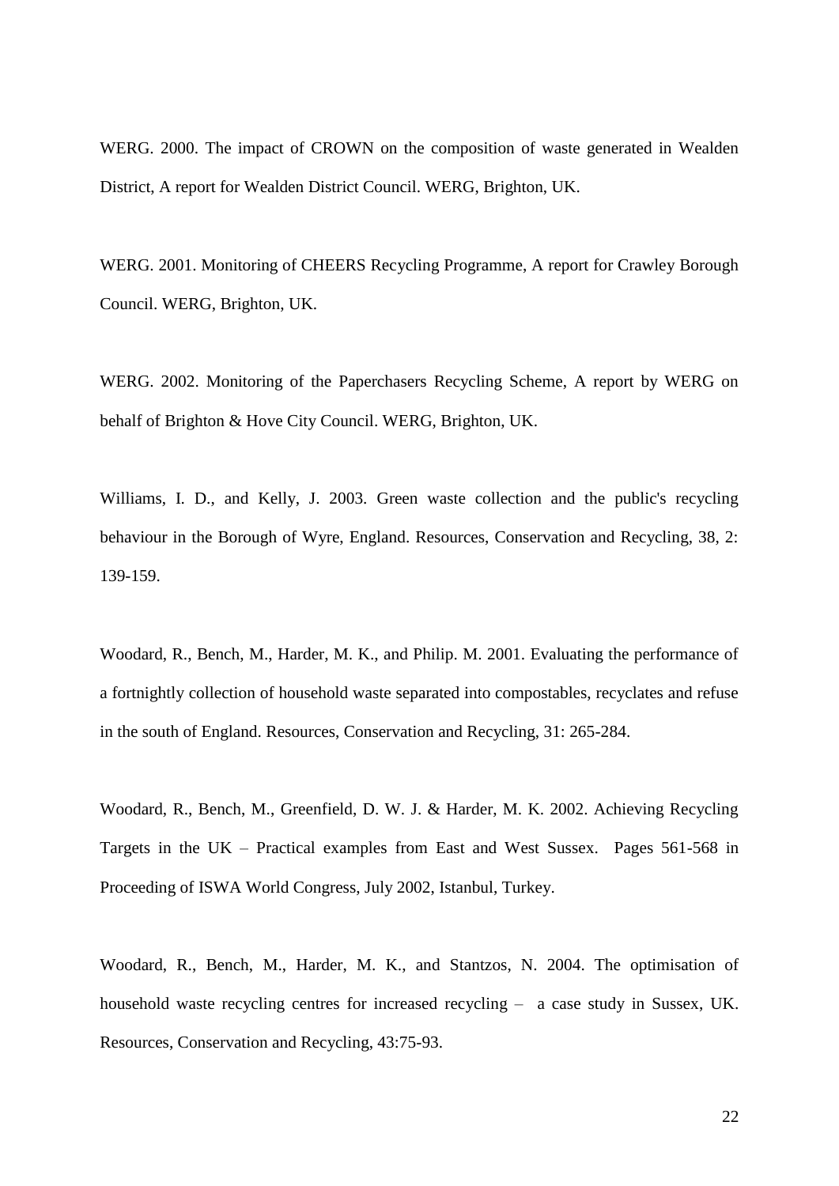WERG. 2000. The impact of CROWN on the composition of waste generated in Wealden District, A report for Wealden District Council. WERG, Brighton, UK.

WERG. 2001. Monitoring of CHEERS Recycling Programme, A report for Crawley Borough Council. WERG, Brighton, UK.

WERG. 2002. Monitoring of the Paperchasers Recycling Scheme, A report by WERG on behalf of Brighton & Hove City Council. WERG, Brighton, UK.

Williams, I. D., and Kelly, J. 2003. Green waste collection and the public's recycling behaviour in the Borough of Wyre, England. Resources, Conservation and Recycling, 38, 2: 139-159.

Woodard, R., Bench, M., Harder, M. K., and Philip. M. 2001. Evaluating the performance of a fortnightly collection of household waste separated into compostables, recyclates and refuse in the south of England. Resources, Conservation and Recycling, 31: 265-284.

Woodard, R., Bench, M., Greenfield, D. W. J. & Harder, M. K. 2002. Achieving Recycling Targets in the UK – Practical examples from East and West Sussex. Pages 561-568 in Proceeding of ISWA World Congress, July 2002, Istanbul, Turkey.

Woodard, R., Bench, M., Harder, M. K., and Stantzos, N. 2004. The optimisation of household waste recycling centres for increased recycling – a case study in Sussex, UK. Resources, Conservation and Recycling, 43:75-93.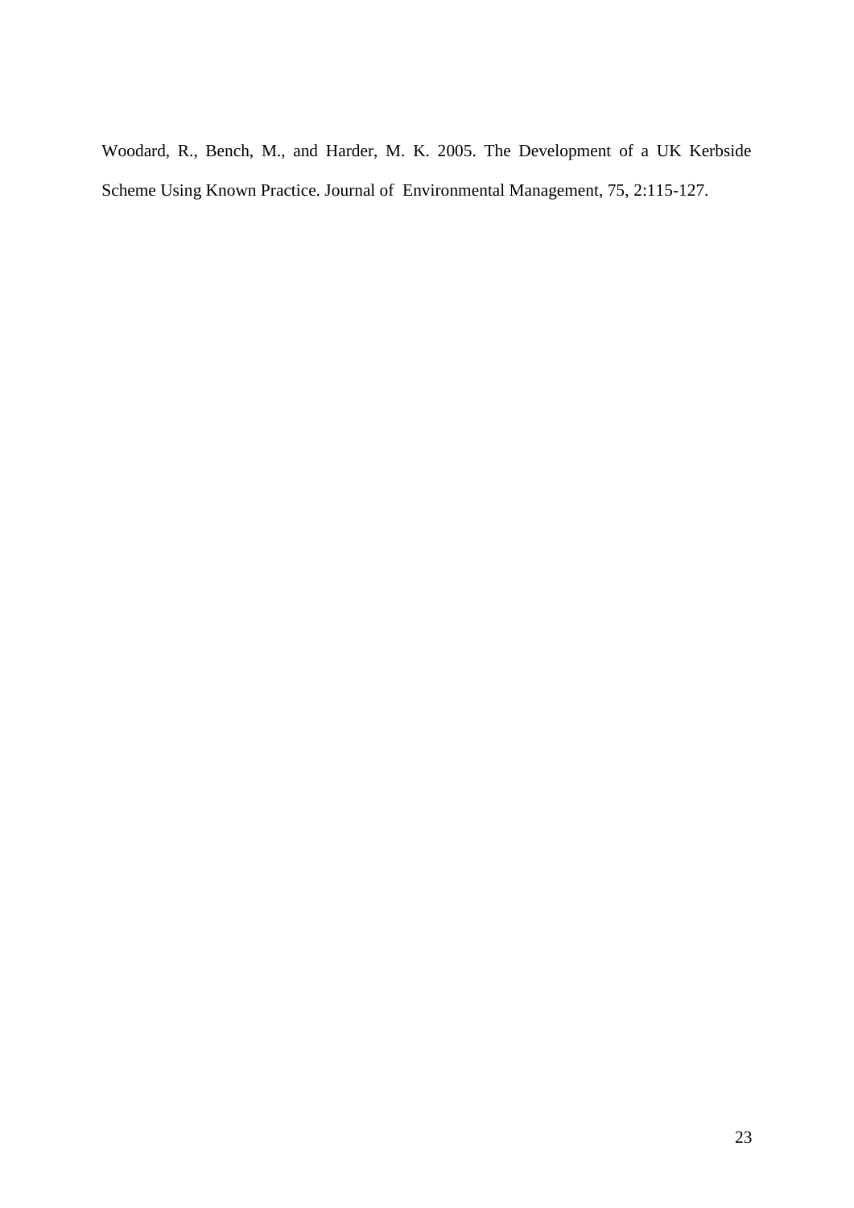Woodard, R., Bench, M., and Harder, M. K. 2005. The Development of a UK Kerbside Scheme Using Known Practice. Journal of Environmental Management, 75, 2:115-127.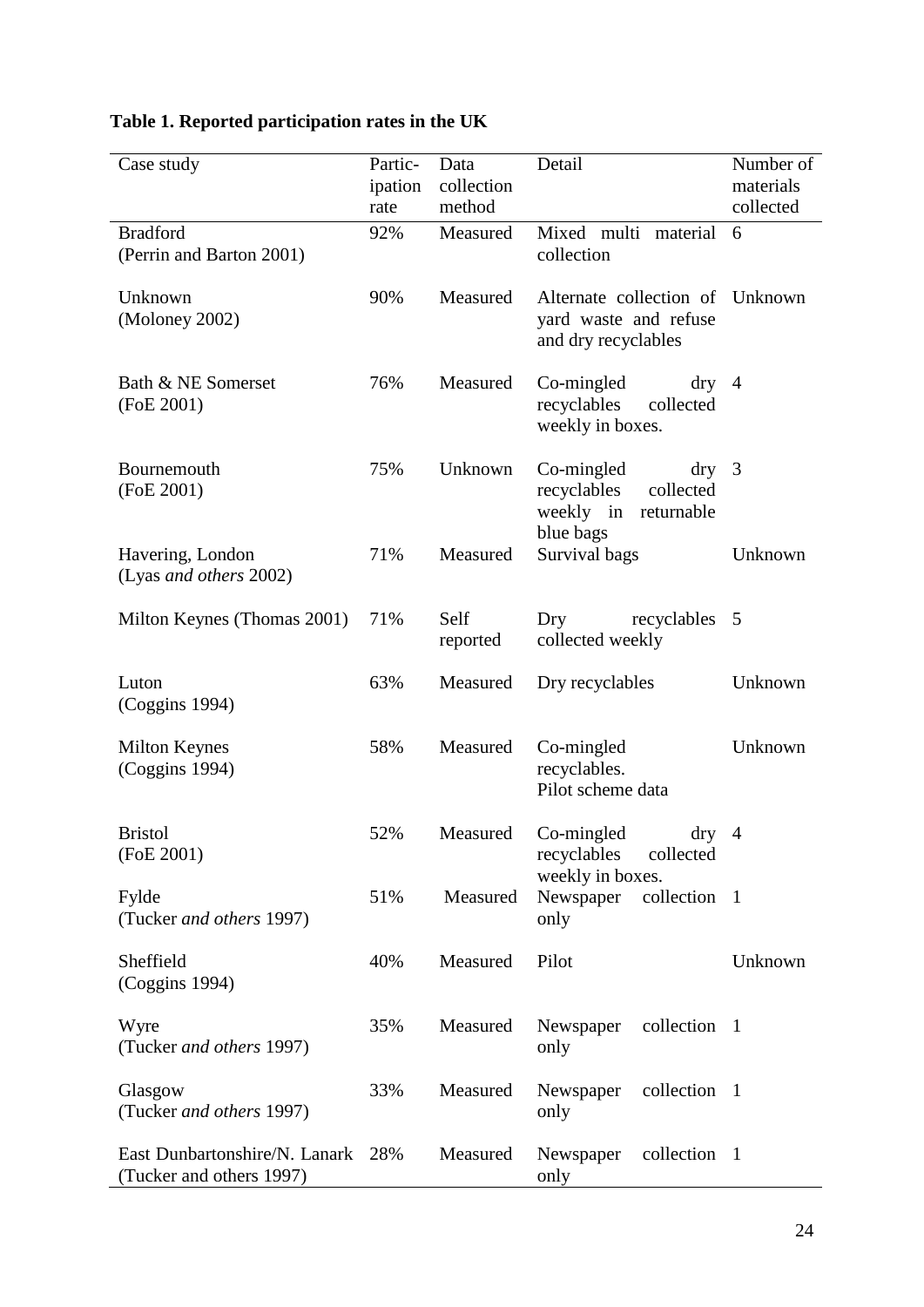**Table 1. Reported participation rates in the UK**

| Case study | Participation rate | Data collection method | Detail | Number of materials collected |
|---|---|---|---|---|
| Bradford (Perrin and Barton 2001) | 92% | Measured | Mixed multi material collection | 6 |
| Unknown (Moloney 2002) | 90% | Measured | Alternate collection of yard waste and refuse and dry recyclables | Unknown |
| Bath & NE Somerset (FoE 2001) | 76% | Measured | Co-mingled dry recyclables collected weekly in boxes. | 4 |
| Bournemouth (FoE 2001) | 75% | Unknown | Co-mingled dry recyclables collected weekly in returnable blue bags | 3 |
| Havering, London (Lyas *and others* 2002) | 71% | Measured | Survival bags | Unknown |
| Milton Keynes (Thomas 2001) | 71% | Self reported | Dry recyclables collected weekly | 5 |
| Luton (Coggins 1994) | 63% | Measured | Dry recyclables | Unknown |
| Milton Keynes (Coggins 1994) | 58% | Measured | Co-mingled recyclables. Pilot scheme data | Unknown |
| Bristol (FoE 2001) | 52% | Measured | Co-mingled dry recyclables collected weekly in boxes. | 4 |
| Fylde (Tucker *and others* 1997) | 51% | Measured | Newspaper collection only | 1 |
| Sheffield (Coggins 1994) | 40% | Measured | Pilot | Unknown |
| Wyre (Tucker *and others* 1997) | 35% | Measured | Newspaper collection only | 1 |
| Glasgow (Tucker *and others* 1997) | 33% | Measured | Newspaper collection only | 1 |
| East Dunbartonshire/N. Lanark (Tucker and others 1997) | 28% | Measured | Newspaper collection only | 1 |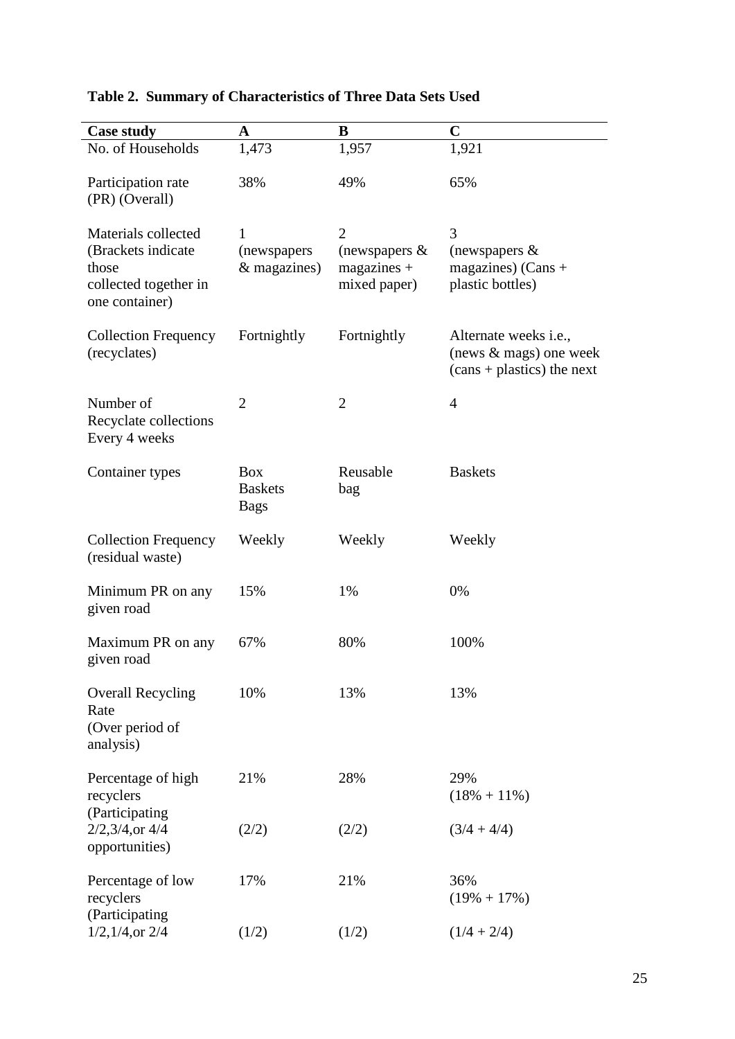**Table 2. Summary of Characteristics of Three Data Sets Used**

| Case study | A | B | C |
|---|---|---|---|
| No. of Households | 1,473 | 1,957 | 1,921 |
| Participation rate (PR) (Overall) | 38% | 49% | 65% |
| Materials collected (Brackets indicate those collected together in one container) | 1 (newspapers & magazines) | 2 (newspapers & magazines + mixed paper) | 3 (newspapers & magazines) (Cans + plastic bottles) |
| Collection Frequency (recyclates) | Fortnightly | Fortnightly | Alternate weeks i.e., (news & mags) one week (cans + plastics) the next |
| Number of Recyclate collections Every 4 weeks | 2 | 2 | 4 |
| Container types | Box Baskets Bags | Reusable bag | Baskets |
| Collection Frequency (residual waste) | Weekly | Weekly | Weekly |
| Minimum PR on any given road | 15% | 1% | 0% |
| Maximum PR on any given road | 67% | 80% | 100% |
| Overall Recycling Rate (Over period of analysis) | 10% | 13% | 13% |
| Percentage of high recyclers (Participating 2/2,3/4,or 4/4 opportunities) | 21% (2/2) | 28% (2/2) | 29% (18% + 11%) (3/4 + 4/4) |
| Percentage of low recyclers (Participating 1/2,1/4,or 2/4 | 17% (1/2) | 21% (1/2) | 36% (19% + 17%) (1/4 + 2/4) |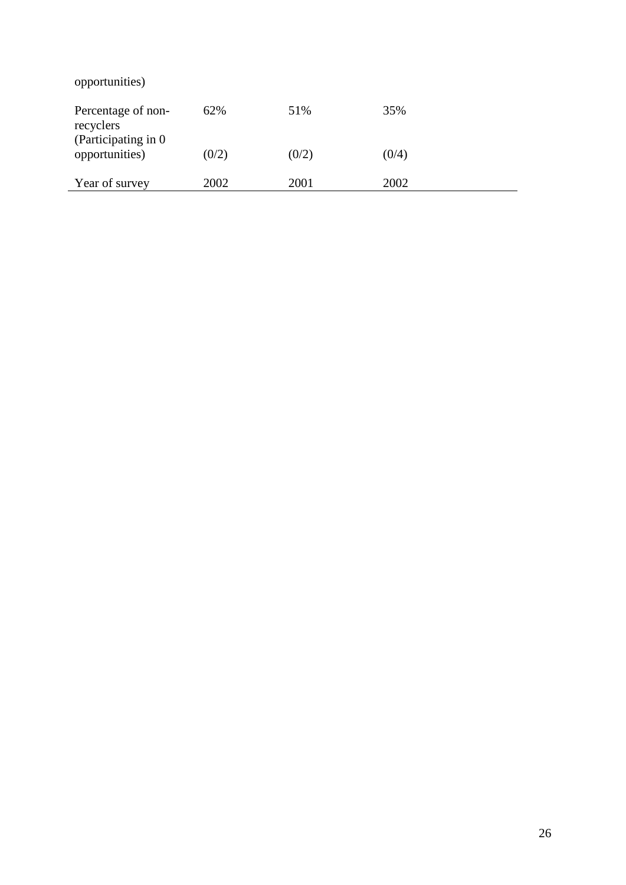| opportunities) | | | |
|---|---|---|---|
| Percentage of non-recyclers (Participating in 0 opportunities) | 62% (0/2) | 51% (0/2) | 35% (0/4) |
| Year of survey | 2002 | 2001 | 2002 |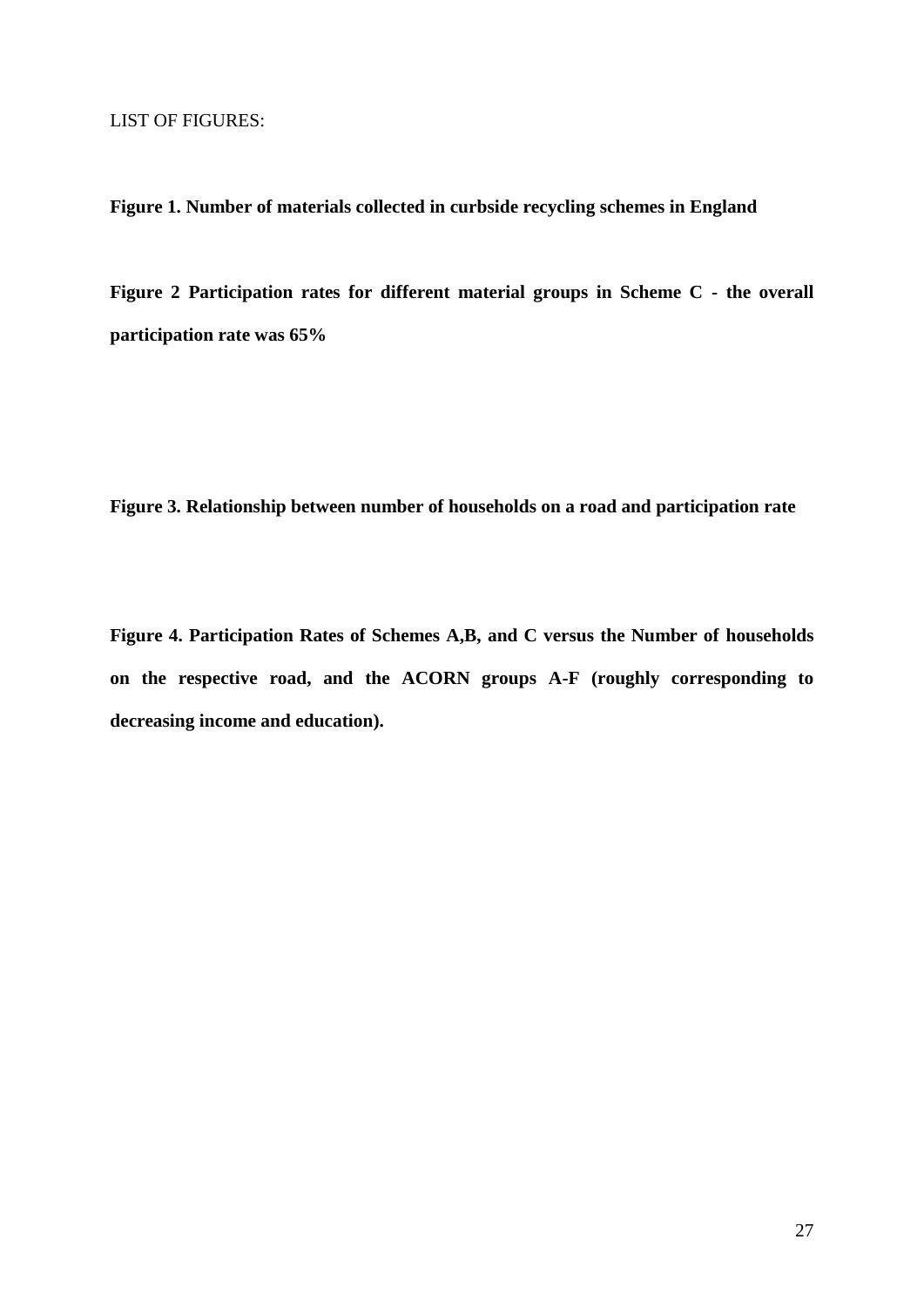LIST OF FIGURES:

**Figure 1. Number of materials collected in curbside recycling schemes in England**

**Figure 2 Participation rates for different material groups in Scheme C - the overall participation rate was 65%**

**Figure 3. Relationship between number of households on a road and participation rate**

**Figure 4. Participation Rates of Schemes A,B, and C versus the Number of households on the respective road, and the ACORN groups A-F (roughly corresponding to decreasing income and education).**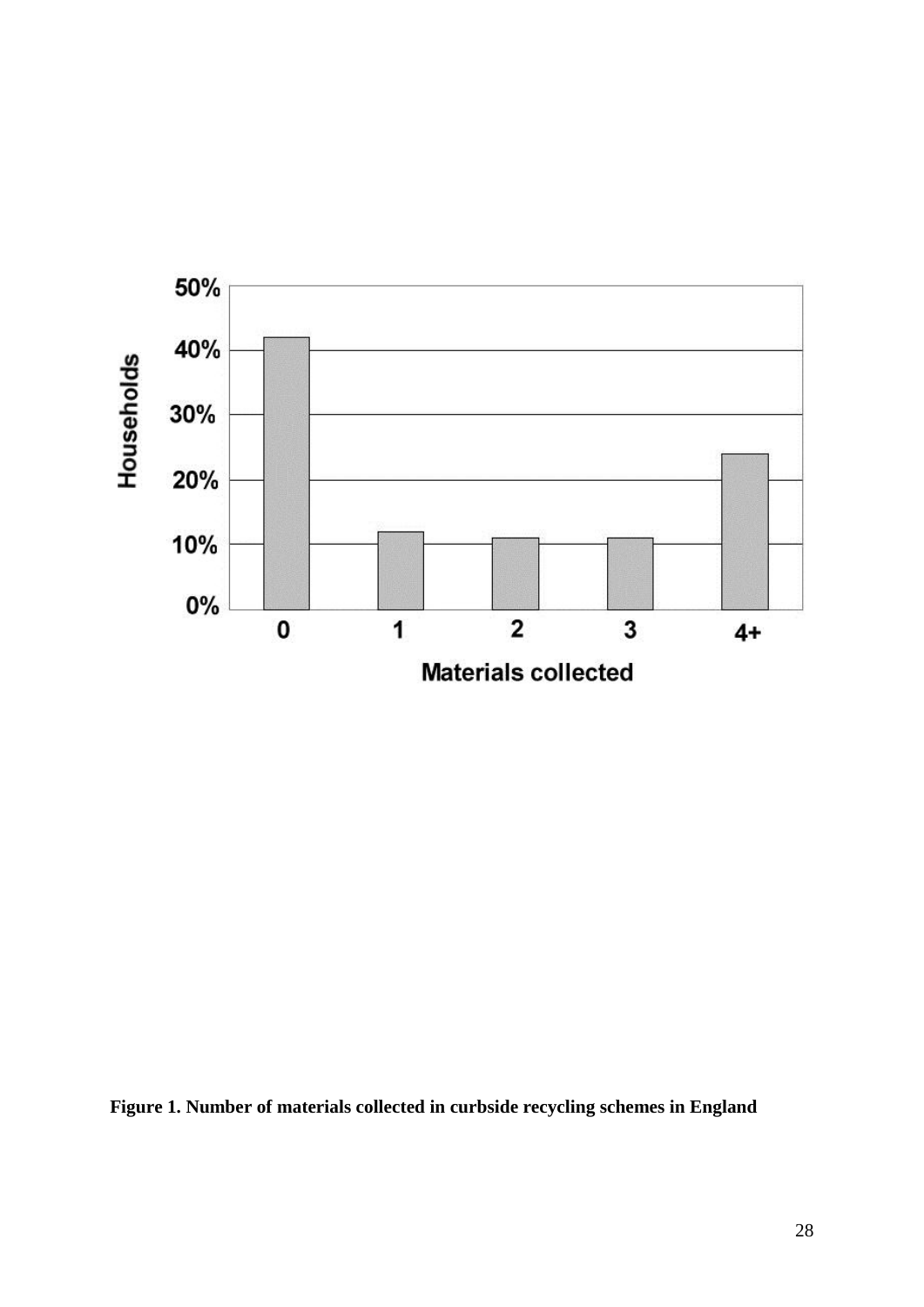**Figure 1. Number of materials collected in curbside recycling schemes in England**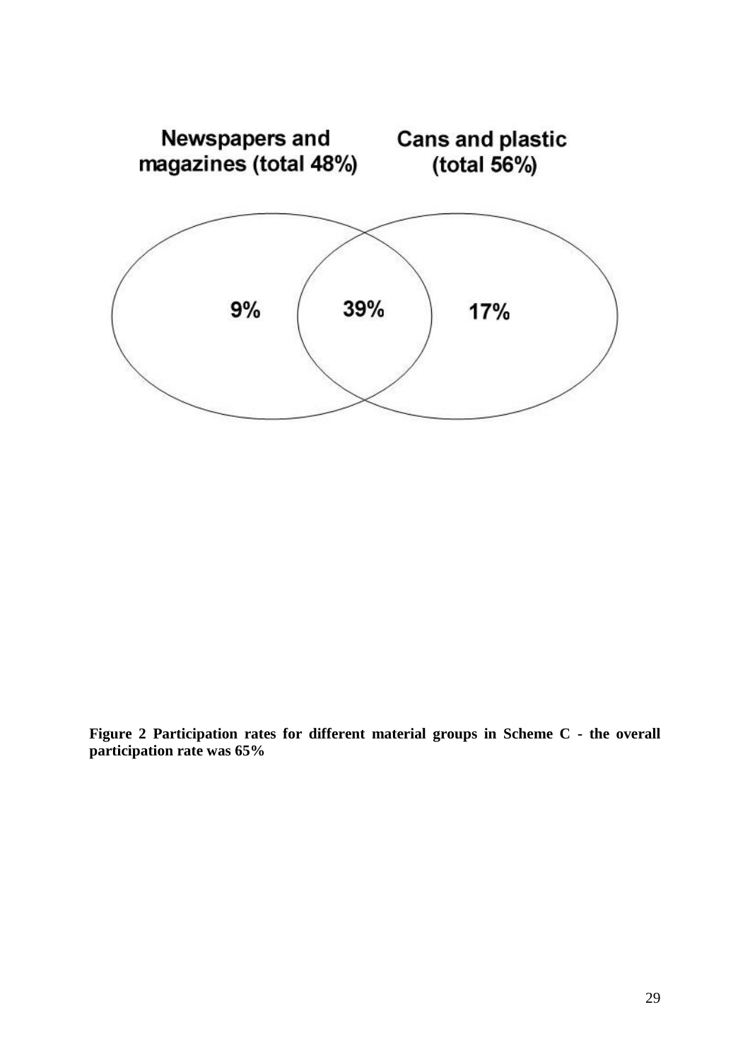Newspapers and magazines (total 48%)

Cans and plastic (total 56%)

9%

39%

17%

**Figure 2 Participation rates for different material groups in Scheme C - the overall participation rate was 65%**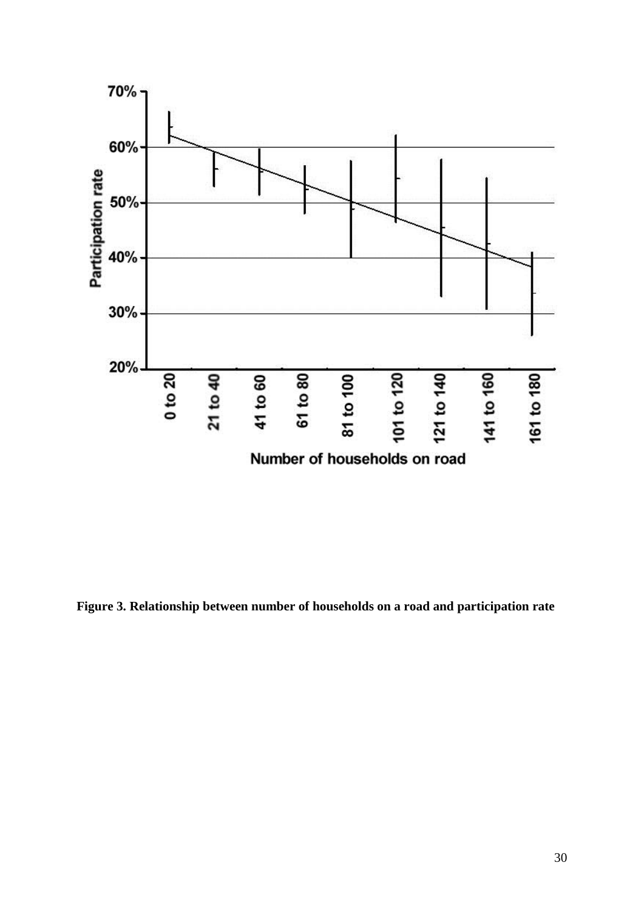**Figure 3. Relationship between number of households on a road and participation rate**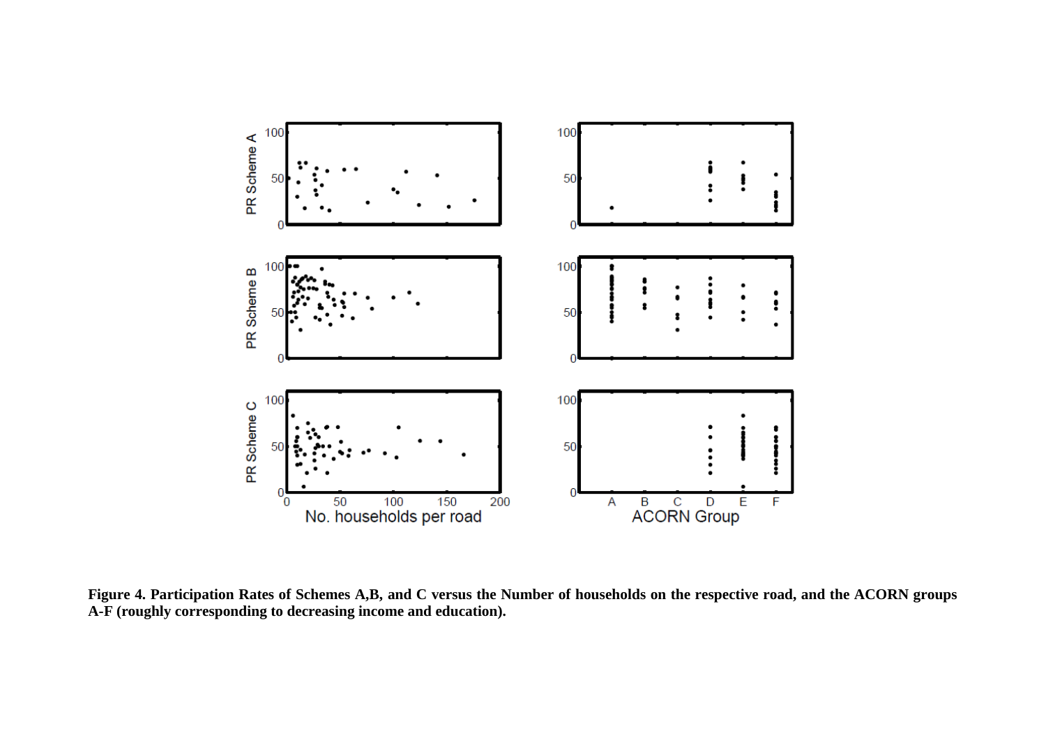PR Scheme A

PR Scheme B

PR Scheme C

100

50

0

0 50 100 150 200

No. households per road

A B C D E F

ACORN Group

**Figure 4. Participation Rates of Schemes A,B, and C versus the Number of households on the respective road, and the ACORN groups A-F (roughly corresponding to decreasing income and education).**